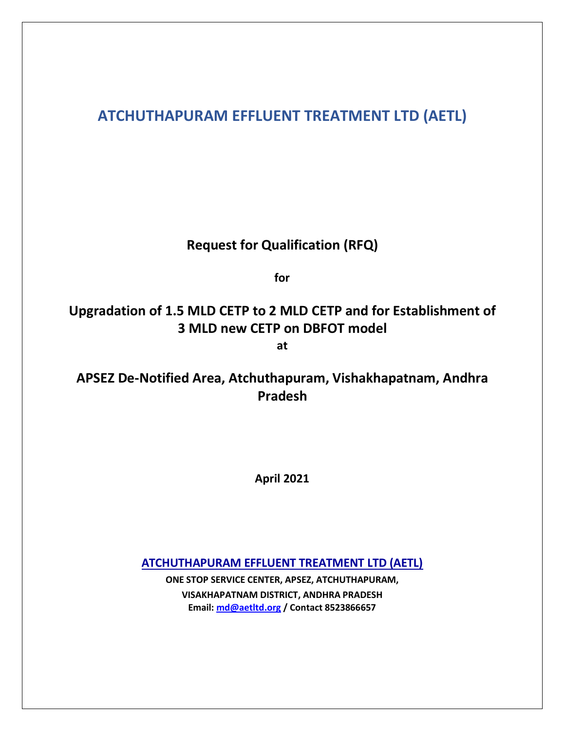# ATCHUTHAPURAM EFFLUENT TREATMENT LTD (AETL)

## Request for Qualification (RFQ)

**for**

## Upgradation of 1.5 MLD CETP to 2 MLD CETP and for Establishment of 3 MLD new CETP on DBFOT model

**at**

## APSEZ De-Notified Area, Atchuthapuram, Vishakhapatnam, Andhra Pradesh

**April 2021**

**ATCHUTHAPURAM EFFLUENT TREATMENT LTD (AETL)**

**ONE STOP SERVICE CENTER, APSEZ, ATCHUTHAPURAM,**
**VISAKHAPATNAM DISTRICT, ANDHRA PRADESH**
**Email: md@aetltd.org / Contact 8523866657**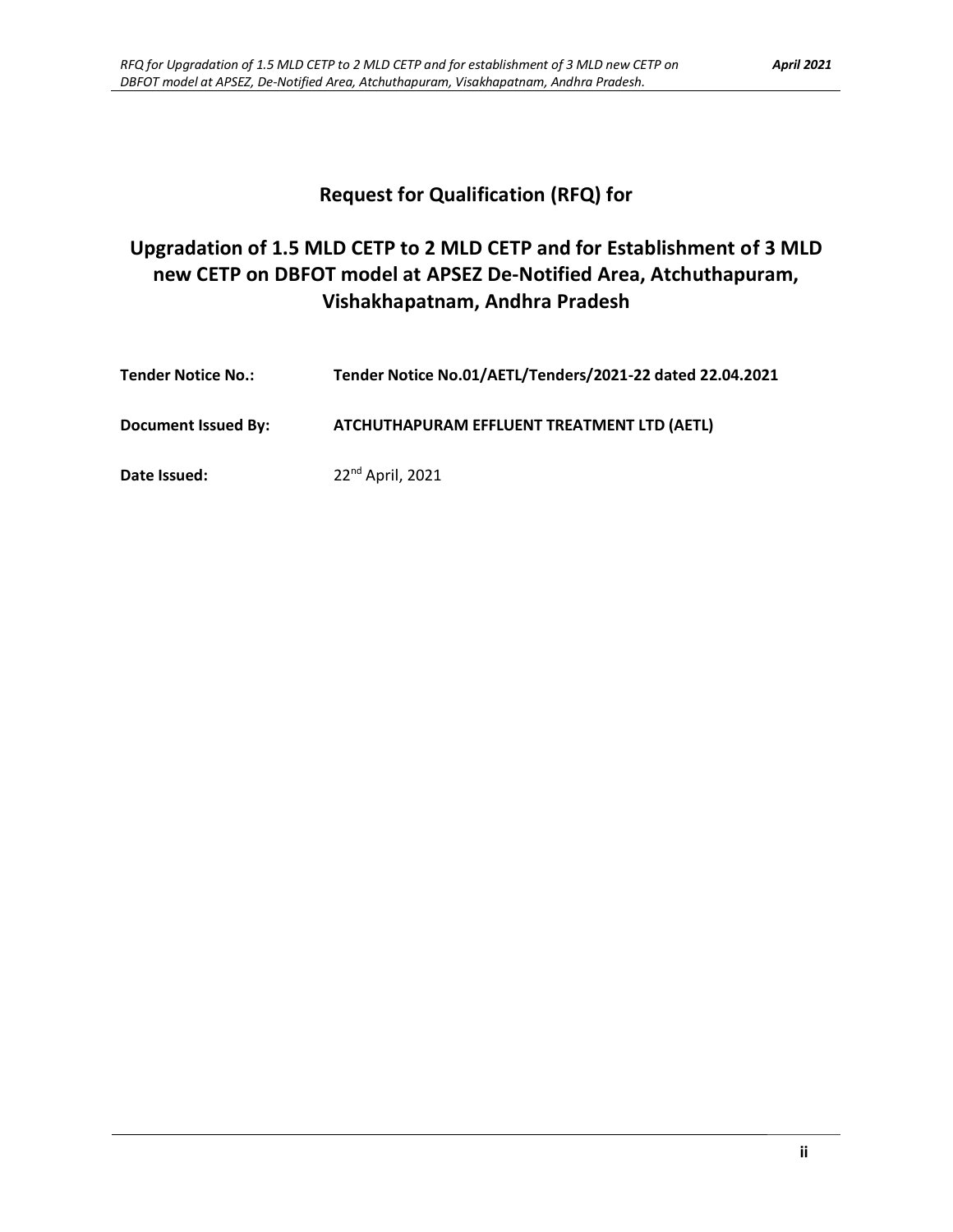# Request for Qualification (RFQ) for

# Upgradation of 1.5 MLD CETP to 2 MLD CETP and for Establishment of 3 MLD new CETP on DBFOT model at APSEZ De-Notified Area, Atchuthapuram, Vishakhapatnam, Andhra Pradesh

**Tender Notice No.:** **Tender Notice No.01/AETL/Tenders/2021-22 dated 22.04.2021**

**Document Issued By:** **ATCHUTHAPURAM EFFLUENT TREATMENT LTD (AETL)**

**Date Issued:** 22nd April, 2021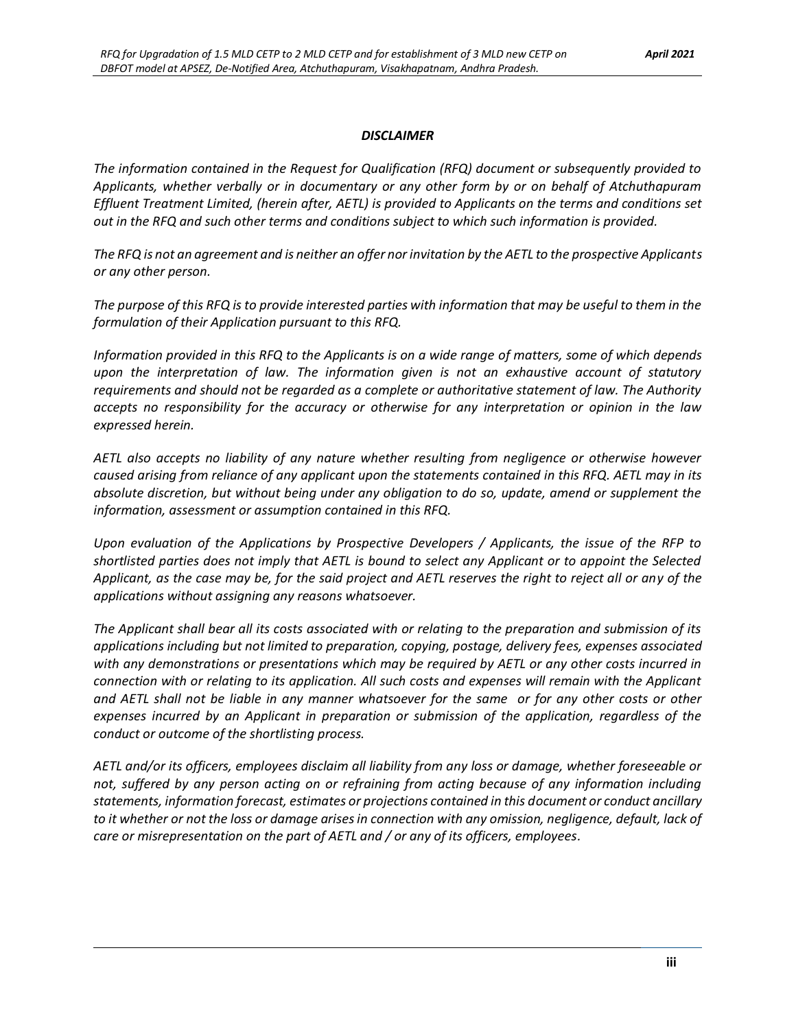## *DISCLAIMER*

*The information contained in the Request for Qualification (RFQ) document or subsequently provided to Applicants, whether verbally or in documentary or any other form by or on behalf of Atchuthapuram Effluent Treatment Limited, (herein after, AETL) is provided to Applicants on the terms and conditions set out in the RFQ and such other terms and conditions subject to which such information is provided.*

*The RFQ is not an agreement and is neither an offer nor invitation by the AETL to the prospective Applicants or any other person.*

*The purpose of this RFQ is to provide interested parties with information that may be useful to them in the formulation of their Application pursuant to this RFQ.*

*Information provided in this RFQ to the Applicants is on a wide range of matters, some of which depends upon the interpretation of law. The information given is not an exhaustive account of statutory requirements and should not be regarded as a complete or authoritative statement of law. The Authority accepts no responsibility for the accuracy or otherwise for any interpretation or opinion in the law expressed herein.*

*AETL also accepts no liability of any nature whether resulting from negligence or otherwise however caused arising from reliance of any applicant upon the statements contained in this RFQ. AETL may in its absolute discretion, but without being under any obligation to do so, update, amend or supplement the information, assessment or assumption contained in this RFQ.*

*Upon evaluation of the Applications by Prospective Developers / Applicants, the issue of the RFP to shortlisted parties does not imply that AETL is bound to select any Applicant or to appoint the Selected Applicant, as the case may be, for the said project and AETL reserves the right to reject all or any of the applications without assigning any reasons whatsoever.*

*The Applicant shall bear all its costs associated with or relating to the preparation and submission of its applications including but not limited to preparation, copying, postage, delivery fees, expenses associated with any demonstrations or presentations which may be required by AETL or any other costs incurred in connection with or relating to its application. All such costs and expenses will remain with the Applicant and AETL shall not be liable in any manner whatsoever for the same or for any other costs or other expenses incurred by an Applicant in preparation or submission of the application, regardless of the conduct or outcome of the shortlisting process.*

*AETL and/or its officers, employees disclaim all liability from any loss or damage, whether foreseeable or not, suffered by any person acting on or refraining from acting because of any information including statements, information forecast, estimates or projections contained in this document or conduct ancillary to it whether or not the loss or damage arises in connection with any omission, negligence, default, lack of care or misrepresentation on the part of AETL and / or any of its officers, employees.*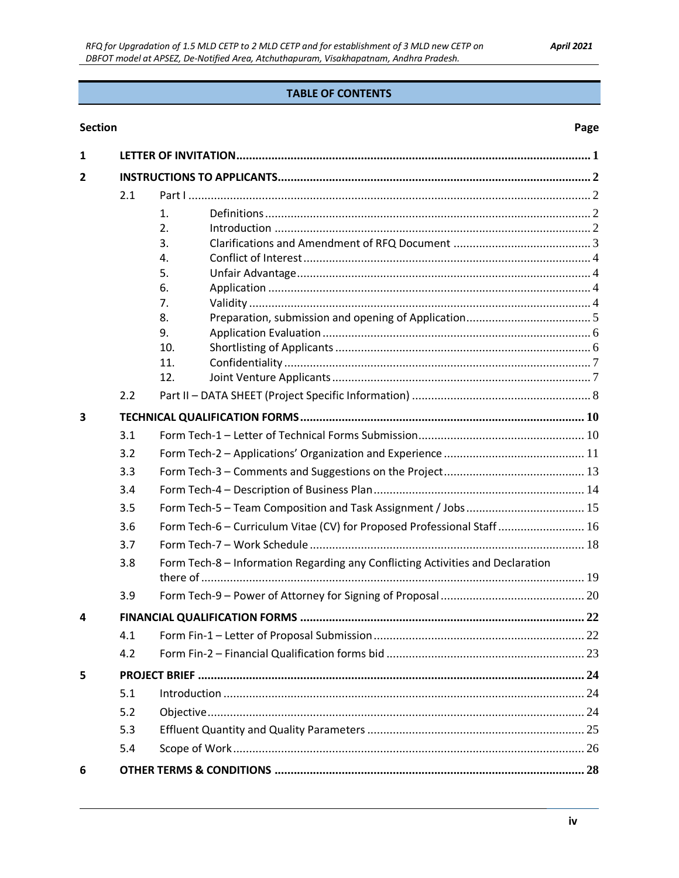## TABLE OF CONTENTS

| Section | | | | Page |
|---|---|---|---|---|
| **1** | **LETTER OF INVITATION** | | | **1** |
| **2** | **INSTRUCTIONS TO APPLICANTS** | | | **2** |
| | 2.1 | Part I | | 2 |
| | | 1. | Definitions | 2 |
| | | 2. | Introduction | 2 |
| | | 3. | Clarifications and Amendment of RFQ Document | 3 |
| | | 4. | Conflict of Interest | 4 |
| | | 5. | Unfair Advantage | 4 |
| | | 6. | Application | 4 |
| | | 7. | Validity | 4 |
| | | 8. | Preparation, submission and opening of Application | 5 |
| | | 9. | Application Evaluation | 6 |
| | | 10. | Shortlisting of Applicants | 6 |
| | | 11. | Confidentiality | 7 |
| | | 12. | Joint Venture Applicants | 7 |
| | 2.2 | Part II – DATA SHEET (Project Specific Information) | | 8 |
| **3** | **TECHNICAL QUALIFICATION FORMS** | | | **10** |
| | 3.1 | Form Tech-1 – Letter of Technical Forms Submission | | 10 |
| | 3.2 | Form Tech-2 – Applications' Organization and Experience | | 11 |
| | 3.3 | Form Tech-3 – Comments and Suggestions on the Project | | 13 |
| | 3.4 | Form Tech-4 – Description of Business Plan | | 14 |
| | 3.5 | Form Tech-5 – Team Composition and Task Assignment / Jobs | | 15 |
| | 3.6 | Form Tech-6 – Curriculum Vitae (CV) for Proposed Professional Staff | | 16 |
| | 3.7 | Form Tech-7 – Work Schedule | | 18 |
| | 3.8 | Form Tech-8 – Information Regarding any Conflicting Activities and Declaration there of | | 19 |
| | 3.9 | Form Tech-9 – Power of Attorney for Signing of Proposal | | 20 |
| **4** | **FINANCIAL QUALIFICATION FORMS** | | | **22** |
| | 4.1 | Form Fin-1 – Letter of Proposal Submission | | 22 |
| | 4.2 | Form Fin-2 – Financial Qualification forms bid | | 23 |
| **5** | **PROJECT BRIEF** | | | **24** |
| | 5.1 | Introduction | | 24 |
| | 5.2 | Objective | | 24 |
| | 5.3 | Effluent Quantity and Quality Parameters | | 25 |
| | 5.4 | Scope of Work | | 26 |
| **6** | **OTHER TERMS & CONDITIONS** | | | **28** |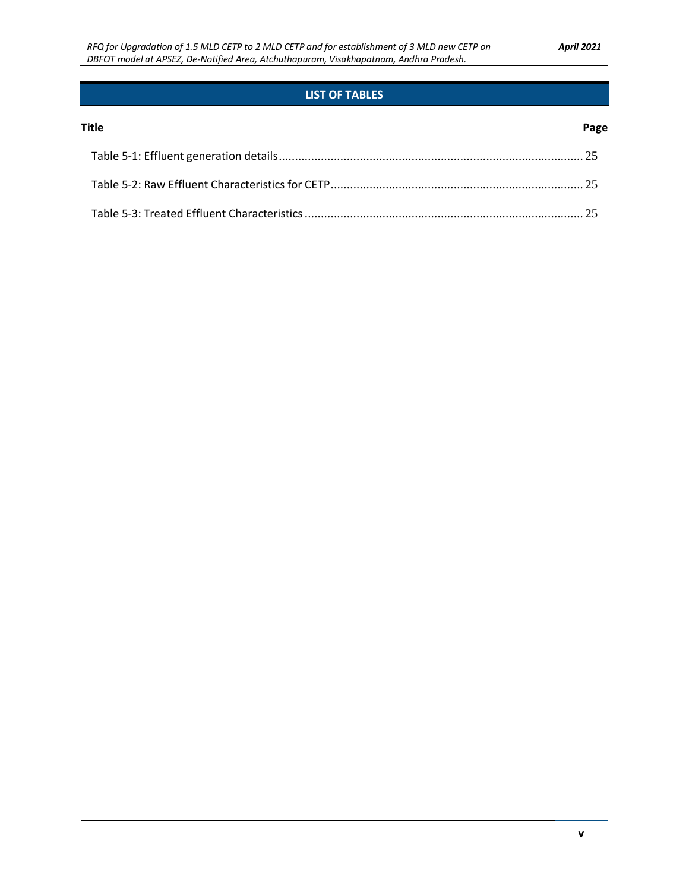## LIST OF TABLES

| Title | Page |
|---|---|
| Table 5-1: Effluent generation details | 25 |
| Table 5-2: Raw Effluent Characteristics for CETP | 25 |
| Table 5-3: Treated Effluent Characteristics | 25 |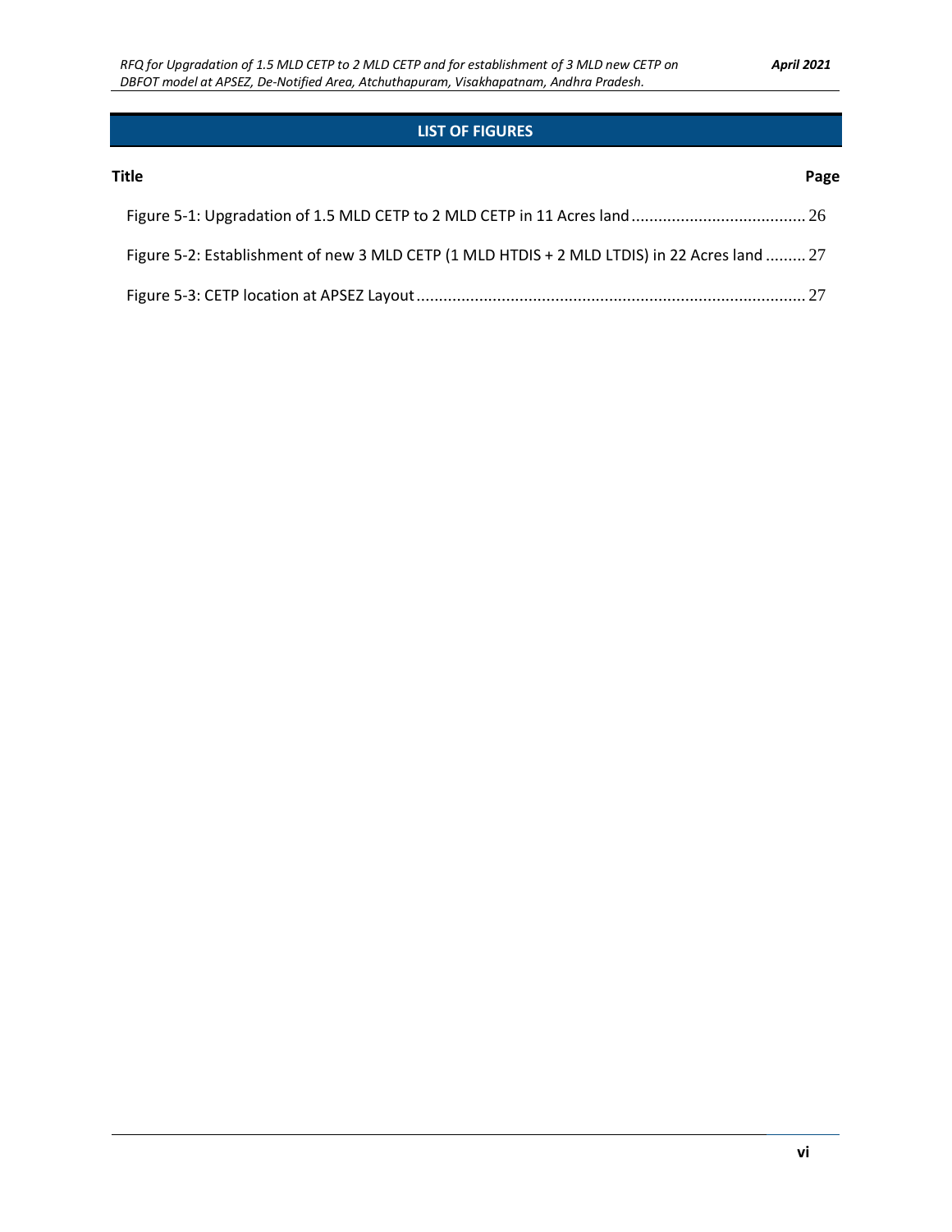## LIST OF FIGURES

| Title | Page |
| --- | --- |
| Figure 5-1: Upgradation of 1.5 MLD CETP to 2 MLD CETP in 11 Acres land | 26 |
| Figure 5-2: Establishment of new 3 MLD CETP (1 MLD HTDIS + 2 MLD LTDIS) in 22 Acres land | 27 |
| Figure 5-3: CETP location at APSEZ Layout | 27 |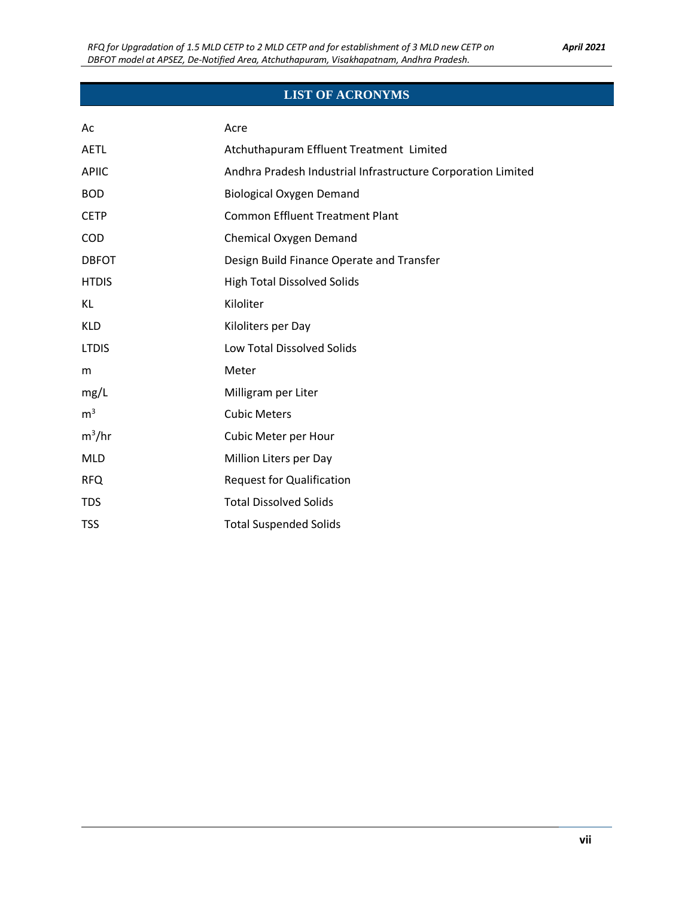# LIST OF ACRONYMS

| | |
|---|---|
| Ac | Acre |
| AETL | Atchuthapuram Effluent Treatment Limited |
| APIIC | Andhra Pradesh Industrial Infrastructure Corporation Limited |
| BOD | Biological Oxygen Demand |
| CETP | Common Effluent Treatment Plant |
| COD | Chemical Oxygen Demand |
| DBFOT | Design Build Finance Operate and Transfer |
| HTDIS | High Total Dissolved Solids |
| KL | Kiloliter |
| KLD | Kiloliters per Day |
| LTDIS | Low Total Dissolved Solids |
| m | Meter |
| mg/L | Milligram per Liter |
| $m^3$ | Cubic Meters |
| $m^3$/hr | Cubic Meter per Hour |
| MLD | Million Liters per Day |
| RFQ | Request for Qualification |
| TDS | Total Dissolved Solids |
| TSS | Total Suspended Solids |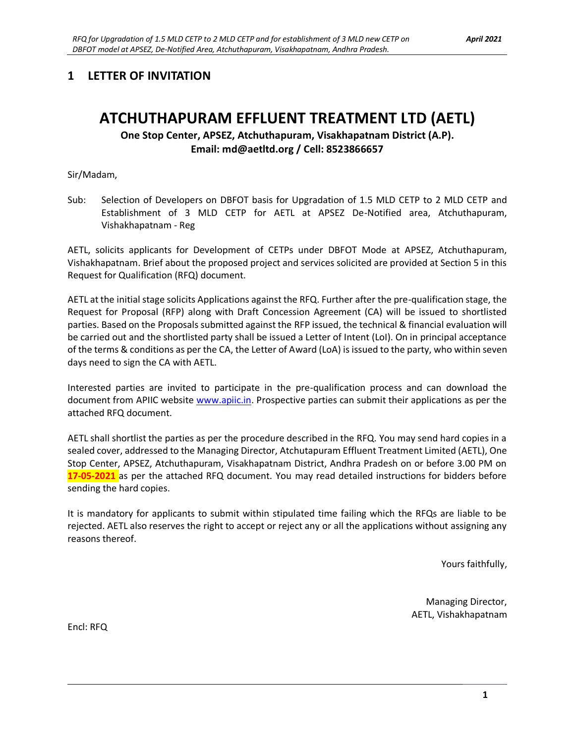# 1 LETTER OF INVITATION

# ATCHUTHAPURAM EFFLUENT TREATMENT LTD (AETL)

**One Stop Center, APSEZ, Atchuthapuram, Visakhapatnam District (A.P).**
**Email: md@aetltd.org / Cell: 8523866657**

Sir/Madam,

Sub: Selection of Developers on DBFOT basis for Upgradation of 1.5 MLD CETP to 2 MLD CETP and Establishment of 3 MLD CETP for AETL at APSEZ De-Notified area, Atchuthapuram, Vishakhapatnam - Reg

AETL, solicits applicants for Development of CETPs under DBFOT Mode at APSEZ, Atchuthapuram, Vishakhapatnam. Brief about the proposed project and services solicited are provided at Section 5 in this Request for Qualification (RFQ) document.

AETL at the initial stage solicits Applications against the RFQ. Further after the pre-qualification stage, the Request for Proposal (RFP) along with Draft Concession Agreement (CA) will be issued to shortlisted parties. Based on the Proposals submitted against the RFP issued, the technical & financial evaluation will be carried out and the shortlisted party shall be issued a Letter of Intent (LoI). On in principal acceptance of the terms & conditions as per the CA, the Letter of Award (LoA) is issued to the party, who within seven days need to sign the CA with AETL.

Interested parties are invited to participate in the pre-qualification process and can download the document from APIIC website www.apiic.in. Prospective parties can submit their applications as per the attached RFQ document.

AETL shall shortlist the parties as per the procedure described in the RFQ. You may send hard copies in a sealed cover, addressed to the Managing Director, Atchutapuram Effluent Treatment Limited (AETL), One Stop Center, APSEZ, Atchuthapuram, Visakhapatnam District, Andhra Pradesh on or before 3.00 PM on **17-05-2021** as per the attached RFQ document. You may read detailed instructions for bidders before sending the hard copies.

It is mandatory for applicants to submit within stipulated time failing which the RFQs are liable to be rejected. AETL also reserves the right to accept or reject any or all the applications without assigning any reasons thereof.

Yours faithfully,

Managing Director,
AETL, Vishakhapatnam

Encl: RFQ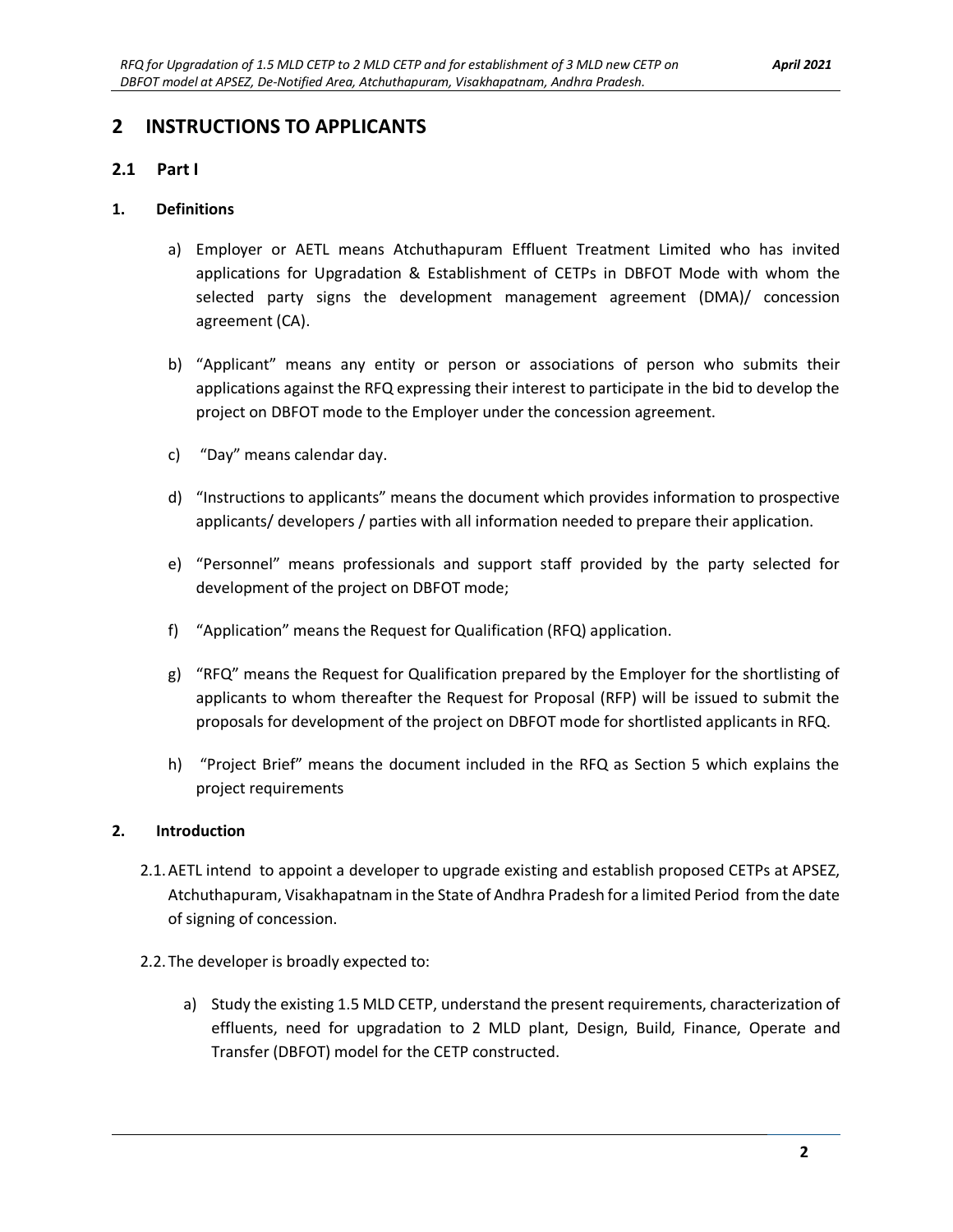# 2 INSTRUCTIONS TO APPLICANTS

## 2.1 Part I

### 1. Definitions

a) Employer or AETL means Atchuthapuram Effluent Treatment Limited who has invited applications for Upgradation & Establishment of CETPs in DBFOT Mode with whom the selected party signs the development management agreement (DMA)/ concession agreement (CA).

b) "Applicant" means any entity or person or associations of person who submits their applications against the RFQ expressing their interest to participate in the bid to develop the project on DBFOT mode to the Employer under the concession agreement.

c) "Day" means calendar day.

d) "Instructions to applicants" means the document which provides information to prospective applicants/ developers / parties with all information needed to prepare their application.

e) "Personnel" means professionals and support staff provided by the party selected for development of the project on DBFOT mode;

f) "Application" means the Request for Qualification (RFQ) application.

g) "RFQ" means the Request for Qualification prepared by the Employer for the shortlisting of applicants to whom thereafter the Request for Proposal (RFP) will be issued to submit the proposals for development of the project on DBFOT mode for shortlisted applicants in RFQ.

h) "Project Brief" means the document included in the RFQ as Section 5 which explains the project requirements

### 2. Introduction

2.1. AETL intend to appoint a developer to upgrade existing and establish proposed CETPs at APSEZ, Atchuthapuram, Visakhapatnam in the State of Andhra Pradesh for a limited Period from the date of signing of concession.

2.2. The developer is broadly expected to:

a) Study the existing 1.5 MLD CETP, understand the present requirements, characterization of effluents, need for upgradation to 2 MLD plant, Design, Build, Finance, Operate and Transfer (DBFOT) model for the CETP constructed.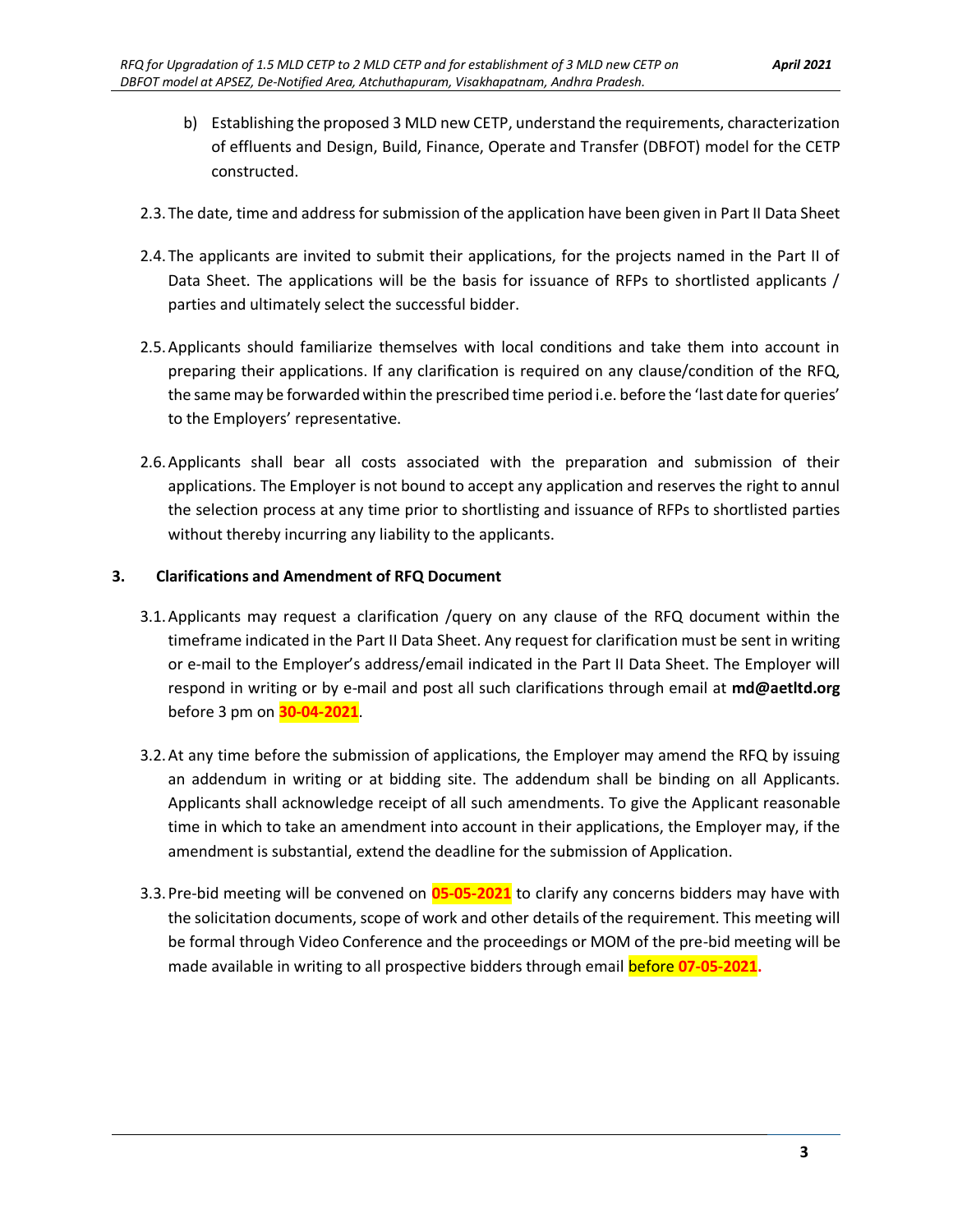b) Establishing the proposed 3 MLD new CETP, understand the requirements, characterization of effluents and Design, Build, Finance, Operate and Transfer (DBFOT) model for the CETP constructed.

2.3. The date, time and address for submission of the application have been given in Part II Data Sheet

2.4. The applicants are invited to submit their applications, for the projects named in the Part II of Data Sheet. The applications will be the basis for issuance of RFPs to shortlisted applicants / parties and ultimately select the successful bidder.

2.5. Applicants should familiarize themselves with local conditions and take them into account in preparing their applications. If any clarification is required on any clause/condition of the RFQ, the same may be forwarded within the prescribed time period i.e. before the 'last date for queries' to the Employers' representative.

2.6. Applicants shall bear all costs associated with the preparation and submission of their applications. The Employer is not bound to accept any application and reserves the right to annul the selection process at any time prior to shortlisting and issuance of RFPs to shortlisted parties without thereby incurring any liability to the applicants.

### 3. Clarifications and Amendment of RFQ Document

3.1. Applicants may request a clarification /query on any clause of the RFQ document within the timeframe indicated in the Part II Data Sheet. Any request for clarification must be sent in writing or e-mail to the Employer's address/email indicated in the Part II Data Sheet. The Employer will respond in writing or by e-mail and post all such clarifications through email at **md@aetltd.org** before 3 pm on **30-04-2021**.

3.2. At any time before the submission of applications, the Employer may amend the RFQ by issuing an addendum in writing or at bidding site. The addendum shall be binding on all Applicants. Applicants shall acknowledge receipt of all such amendments. To give the Applicant reasonable time in which to take an amendment into account in their applications, the Employer may, if the amendment is substantial, extend the deadline for the submission of Application.

3.3. Pre-bid meeting will be convened on **05-05-2021** to clarify any concerns bidders may have with the solicitation documents, scope of work and other details of the requirement. This meeting will be formal through Video Conference and the proceedings or MOM of the pre-bid meeting will be made available in writing to all prospective bidders through email before **07-05-2021.**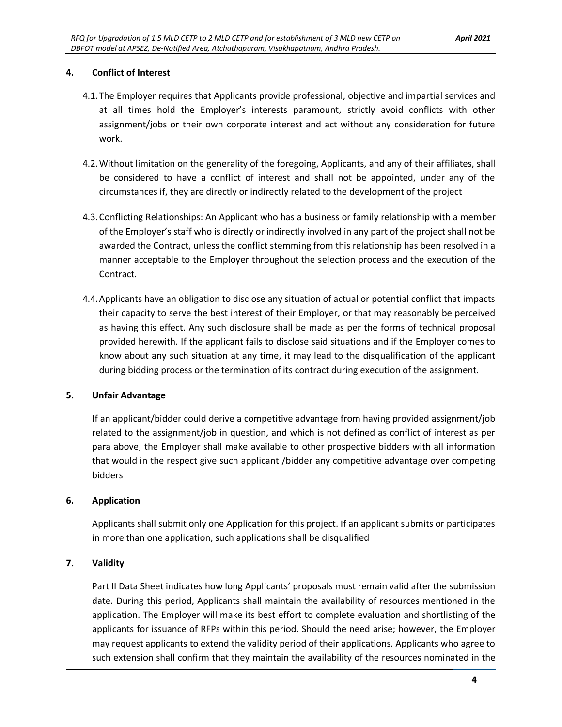## 4. Conflict of Interest

4.1. The Employer requires that Applicants provide professional, objective and impartial services and at all times hold the Employer's interests paramount, strictly avoid conflicts with other assignment/jobs or their own corporate interest and act without any consideration for future work.

4.2. Without limitation on the generality of the foregoing, Applicants, and any of their affiliates, shall be considered to have a conflict of interest and shall not be appointed, under any of the circumstances if, they are directly or indirectly related to the development of the project

4.3. Conflicting Relationships: An Applicant who has a business or family relationship with a member of the Employer's staff who is directly or indirectly involved in any part of the project shall not be awarded the Contract, unless the conflict stemming from this relationship has been resolved in a manner acceptable to the Employer throughout the selection process and the execution of the Contract.

4.4. Applicants have an obligation to disclose any situation of actual or potential conflict that impacts their capacity to serve the best interest of their Employer, or that may reasonably be perceived as having this effect. Any such disclosure shall be made as per the forms of technical proposal provided herewith. If the applicant fails to disclose said situations and if the Employer comes to know about any such situation at any time, it may lead to the disqualification of the applicant during bidding process or the termination of its contract during execution of the assignment.

## 5. Unfair Advantage

If an applicant/bidder could derive a competitive advantage from having provided assignment/job related to the assignment/job in question, and which is not defined as conflict of interest as per para above, the Employer shall make available to other prospective bidders with all information that would in the respect give such applicant /bidder any competitive advantage over competing bidders

## 6. Application

Applicants shall submit only one Application for this project. If an applicant submits or participates in more than one application, such applications shall be disqualified

## 7. Validity

Part II Data Sheet indicates how long Applicants' proposals must remain valid after the submission date. During this period, Applicants shall maintain the availability of resources mentioned in the application. The Employer will make its best effort to complete evaluation and shortlisting of the applicants for issuance of RFPs within this period. Should the need arise; however, the Employer may request applicants to extend the validity period of their applications. Applicants who agree to such extension shall confirm that they maintain the availability of the resources nominated in the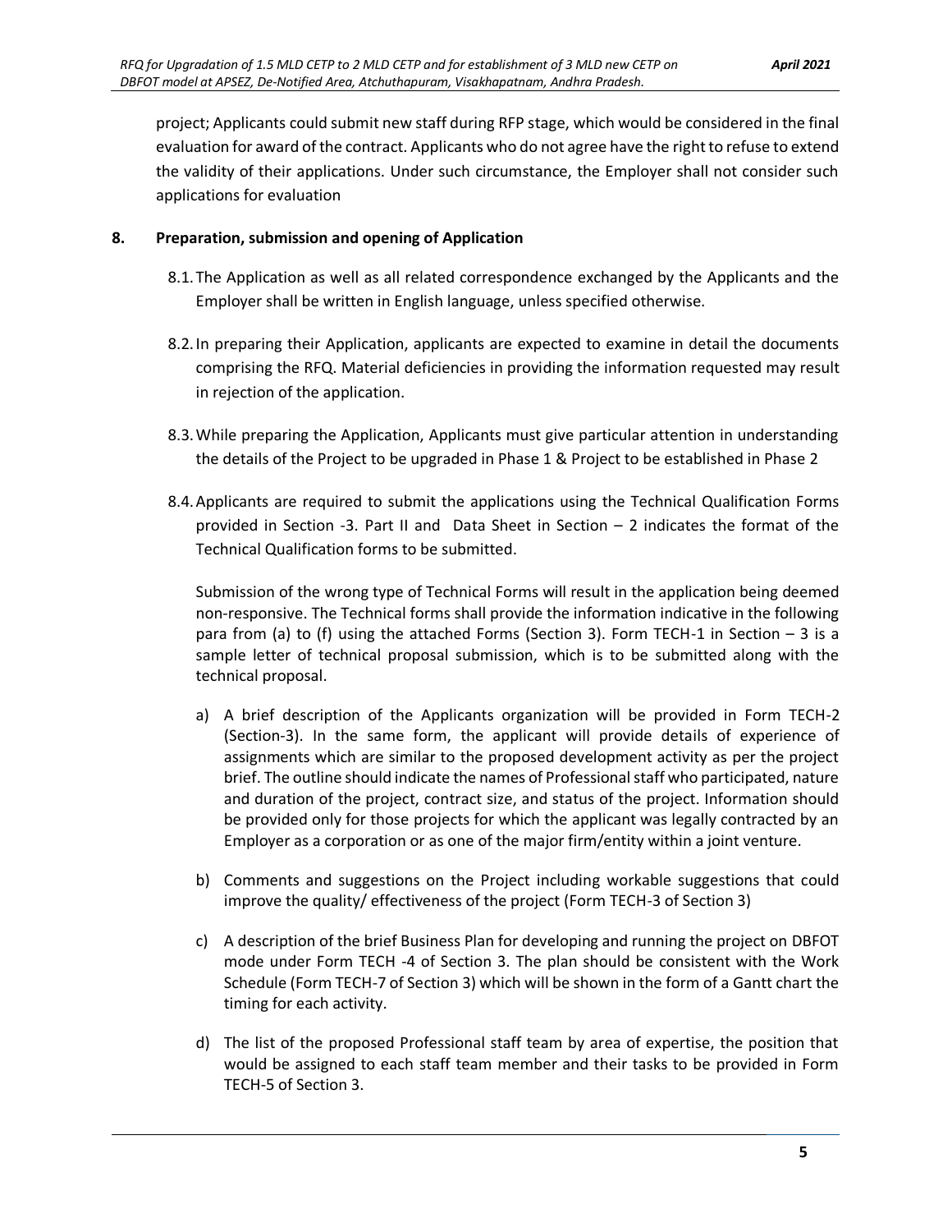project; Applicants could submit new staff during RFP stage, which would be considered in the final evaluation for award of the contract. Applicants who do not agree have the right to refuse to extend the validity of their applications. Under such circumstance, the Employer shall not consider such applications for evaluation

## 8. Preparation, submission and opening of Application

8.1. The Application as well as all related correspondence exchanged by the Applicants and the Employer shall be written in English language, unless specified otherwise.

8.2. In preparing their Application, applicants are expected to examine in detail the documents comprising the RFQ. Material deficiencies in providing the information requested may result in rejection of the application.

8.3. While preparing the Application, Applicants must give particular attention in understanding the details of the Project to be upgraded in Phase 1 & Project to be established in Phase 2

8.4. Applicants are required to submit the applications using the Technical Qualification Forms provided in Section -3. Part II and Data Sheet in Section – 2 indicates the format of the Technical Qualification forms to be submitted.

Submission of the wrong type of Technical Forms will result in the application being deemed non-responsive. The Technical forms shall provide the information indicative in the following para from (a) to (f) using the attached Forms (Section 3). Form TECH-1 in Section – 3 is a sample letter of technical proposal submission, which is to be submitted along with the technical proposal.

a) A brief description of the Applicants organization will be provided in Form TECH-2 (Section-3). In the same form, the applicant will provide details of experience of assignments which are similar to the proposed development activity as per the project brief. The outline should indicate the names of Professional staff who participated, nature and duration of the project, contract size, and status of the project. Information should be provided only for those projects for which the applicant was legally contracted by an Employer as a corporation or as one of the major firm/entity within a joint venture.

b) Comments and suggestions on the Project including workable suggestions that could improve the quality/ effectiveness of the project (Form TECH-3 of Section 3)

c) A description of the brief Business Plan for developing and running the project on DBFOT mode under Form TECH -4 of Section 3. The plan should be consistent with the Work Schedule (Form TECH-7 of Section 3) which will be shown in the form of a Gantt chart the timing for each activity.

d) The list of the proposed Professional staff team by area of expertise, the position that would be assigned to each staff team member and their tasks to be provided in Form TECH-5 of Section 3.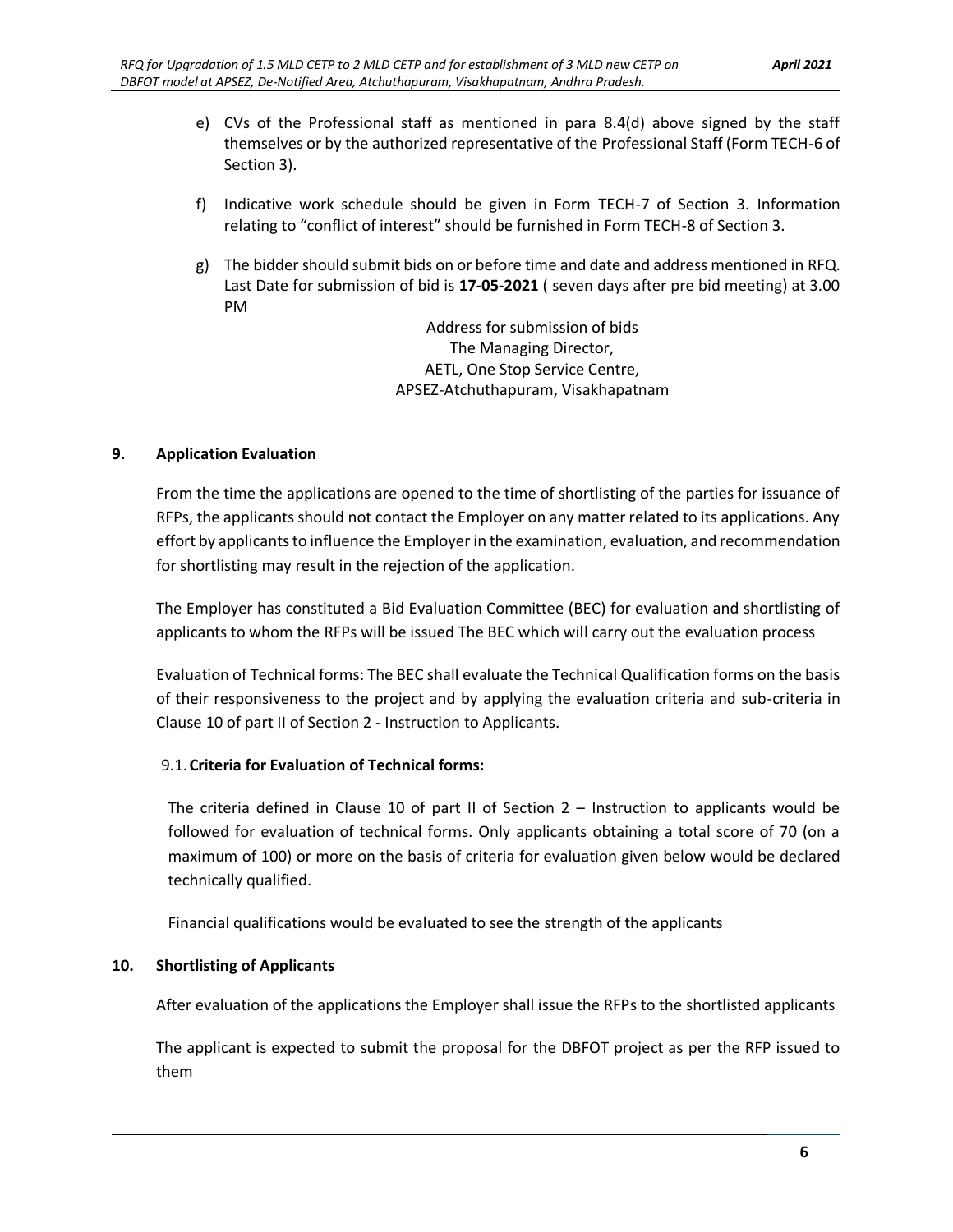e) CVs of the Professional staff as mentioned in para 8.4(d) above signed by the staff themselves or by the authorized representative of the Professional Staff (Form TECH-6 of Section 3).

f) Indicative work schedule should be given in Form TECH-7 of Section 3. Information relating to "conflict of interest" should be furnished in Form TECH-8 of Section 3.

g) The bidder should submit bids on or before time and date and address mentioned in RFQ. Last Date for submission of bid is **17-05-2021** ( seven days after pre bid meeting) at 3.00 PM

Address for submission of bids
The Managing Director,
AETL, One Stop Service Centre,
APSEZ-Atchuthapuram, Visakhapatnam

## 9. Application Evaluation

From the time the applications are opened to the time of shortlisting of the parties for issuance of RFPs, the applicants should not contact the Employer on any matter related to its applications. Any effort by applicants to influence the Employer in the examination, evaluation, and recommendation for shortlisting may result in the rejection of the application.

The Employer has constituted a Bid Evaluation Committee (BEC) for evaluation and shortlisting of applicants to whom the RFPs will be issued The BEC which will carry out the evaluation process

Evaluation of Technical forms: The BEC shall evaluate the Technical Qualification forms on the basis of their responsiveness to the project and by applying the evaluation criteria and sub-criteria in Clause 10 of part II of Section 2 - Instruction to Applicants.

### 9.1. Criteria for Evaluation of Technical forms:

The criteria defined in Clause 10 of part II of Section 2 – Instruction to applicants would be followed for evaluation of technical forms. Only applicants obtaining a total score of 70 (on a maximum of 100) or more on the basis of criteria for evaluation given below would be declared technically qualified.

Financial qualifications would be evaluated to see the strength of the applicants

## 10. Shortlisting of Applicants

After evaluation of the applications the Employer shall issue the RFPs to the shortlisted applicants

The applicant is expected to submit the proposal for the DBFOT project as per the RFP issued to them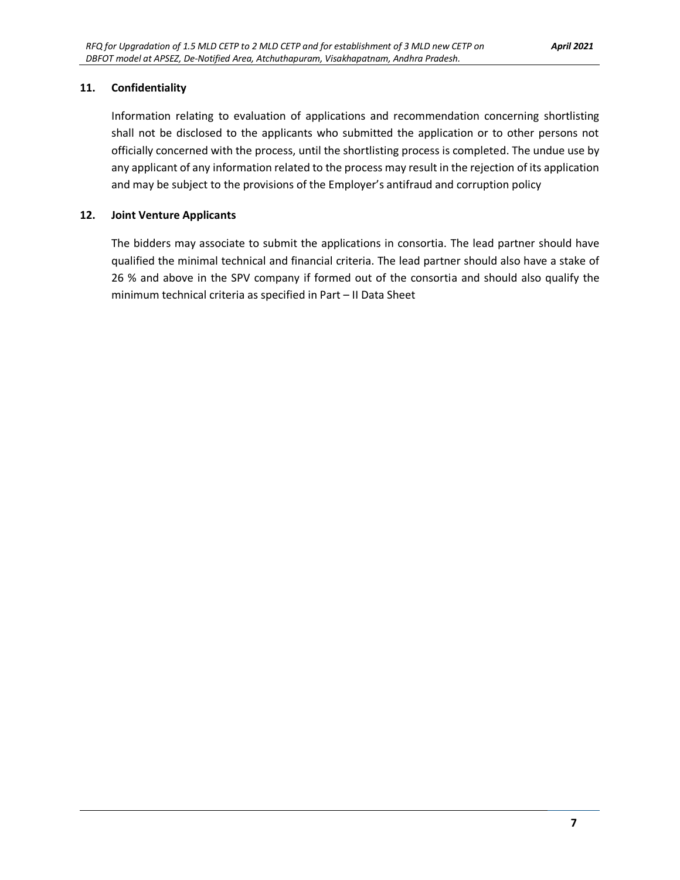## 11. Confidentiality

Information relating to evaluation of applications and recommendation concerning shortlisting shall not be disclosed to the applicants who submitted the application or to other persons not officially concerned with the process, until the shortlisting process is completed. The undue use by any applicant of any information related to the process may result in the rejection of its application and may be subject to the provisions of the Employer's antifraud and corruption policy

## 12. Joint Venture Applicants

The bidders may associate to submit the applications in consortia. The lead partner should have qualified the minimal technical and financial criteria. The lead partner should also have a stake of 26 % and above in the SPV company if formed out of the consortia and should also qualify the minimum technical criteria as specified in Part – II Data Sheet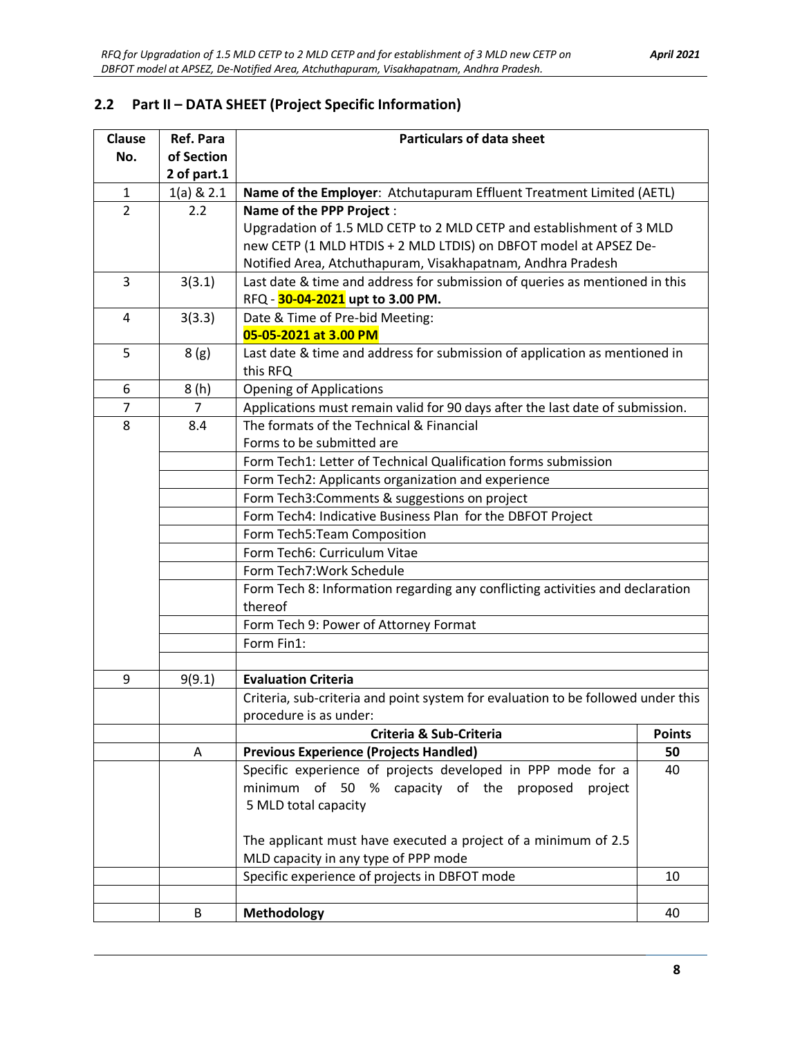## 2.2 Part II – DATA SHEET (Project Specific Information)

| Clause No. | Ref. Para of Section 2 of part.1 | Particulars of data sheet | |
|---|---|---|---|
| 1 | 1(a) & 2.1 | **Name of the Employer**: Atchutapuram Effluent Treatment Limited (AETL) | |
| 2 | 2.2 | **Name of the PPP Project** : Upgradation of 1.5 MLD CETP to 2 MLD CETP and establishment of 3 MLD new CETP (1 MLD HTDIS + 2 MLD LTDIS) on DBFOT model at APSEZ De-Notified Area, Atchuthapuram, Visakhapatnam, Andhra Pradesh | |
| 3 | 3(3.1) | Last date & time and address for submission of queries as mentioned in this RFQ - **30-04-2021 upt to 3.00 PM.** | |
| 4 | 3(3.3) | Date & Time of Pre-bid Meeting: **05-05-2021 at 3.00 PM** | |
| 5 | 8 (g) | Last date & time and address for submission of application as mentioned in this RFQ | |
| 6 | 8 (h) | Opening of Applications | |
| 7 | 7 | Applications must remain valid for 90 days after the last date of submission. | |
| 8 | 8.4 | The formats of the Technical & Financial Forms to be submitted are | |
| | | Form Tech1: Letter of Technical Qualification forms submission | |
| | | Form Tech2: Applicants organization and experience | |
| | | Form Tech3:Comments & suggestions on project | |
| | | Form Tech4: Indicative Business Plan for the DBFOT Project | |
| | | Form Tech5:Team Composition | |
| | | Form Tech6: Curriculum Vitae | |
| | | Form Tech7:Work Schedule | |
| | | Form Tech 8: Information regarding any conflicting activities and declaration thereof | |
| | | Form Tech 9: Power of Attorney Format | |
| | | Form Fin1: | |
| | | | |
| 9 | 9(9.1) | **Evaluation Criteria** | |
| | | Criteria, sub-criteria and point system for evaluation to be followed under this procedure is as under: | |
| | | **Criteria & Sub-Criteria** | **Points** |
| | A | **Previous Experience (Projects Handled)** | **50** |
| | | Specific experience of projects developed in PPP mode for a minimum of 50 % capacity of the proposed project 5 MLD total capacity<br><br>The applicant must have executed a project of a minimum of 2.5 MLD capacity in any type of PPP mode | 40 |
| | | Specific experience of projects in DBFOT mode | 10 |
| | | | |
| | B | **Methodology** | 40 |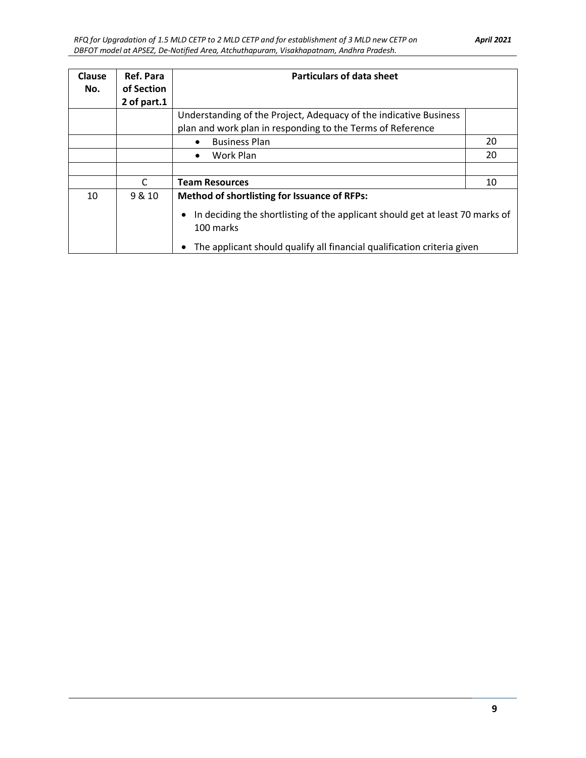| Clause No. | Ref. Para of Section 2 of part.1 | Particulars of data sheet | |
|---|---|---|---|
| | | Understanding of the Project, Adequacy of the indicative Business plan and work plan in responding to the Terms of Reference | |
| | | • Business Plan | 20 |
| | | • Work Plan | 20 |
| | | | |
| | C | **Team Resources** | 10 |
| 10 | 9 & 10 | **Method of shortlisting for Issuance of RFPs:**<br>• In deciding the shortlisting of the applicant should get at least 70 marks of 100 marks<br>• The applicant should qualify all financial qualification criteria given | |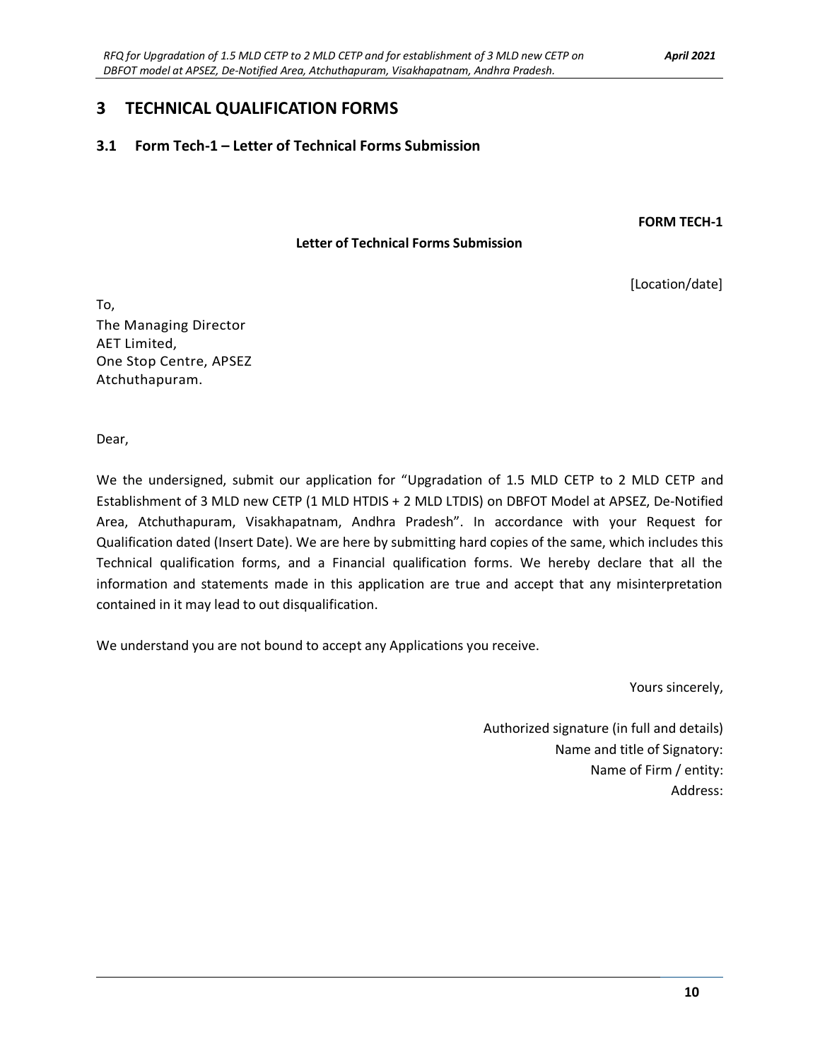# 3 TECHNICAL QUALIFICATION FORMS

## 3.1 Form Tech-1 – Letter of Technical Forms Submission

**FORM TECH-1**

**Letter of Technical Forms Submission**

[Location/date]

To,
The Managing Director
AET Limited,
One Stop Centre, APSEZ
Atchuthapuram.

Dear,

We the undersigned, submit our application for "Upgradation of 1.5 MLD CETP to 2 MLD CETP and Establishment of 3 MLD new CETP (1 MLD HTDIS + 2 MLD LTDIS) on DBFOT Model at APSEZ, De-Notified Area, Atchuthapuram, Visakhapatnam, Andhra Pradesh". In accordance with your Request for Qualification dated (Insert Date). We are here by submitting hard copies of the same, which includes this Technical qualification forms, and a Financial qualification forms. We hereby declare that all the information and statements made in this application are true and accept that any misinterpretation contained in it may lead to out disqualification.

We understand you are not bound to accept any Applications you receive.

Yours sincerely,

Authorized signature (in full and details)
Name and title of Signatory:
Name of Firm / entity:
Address: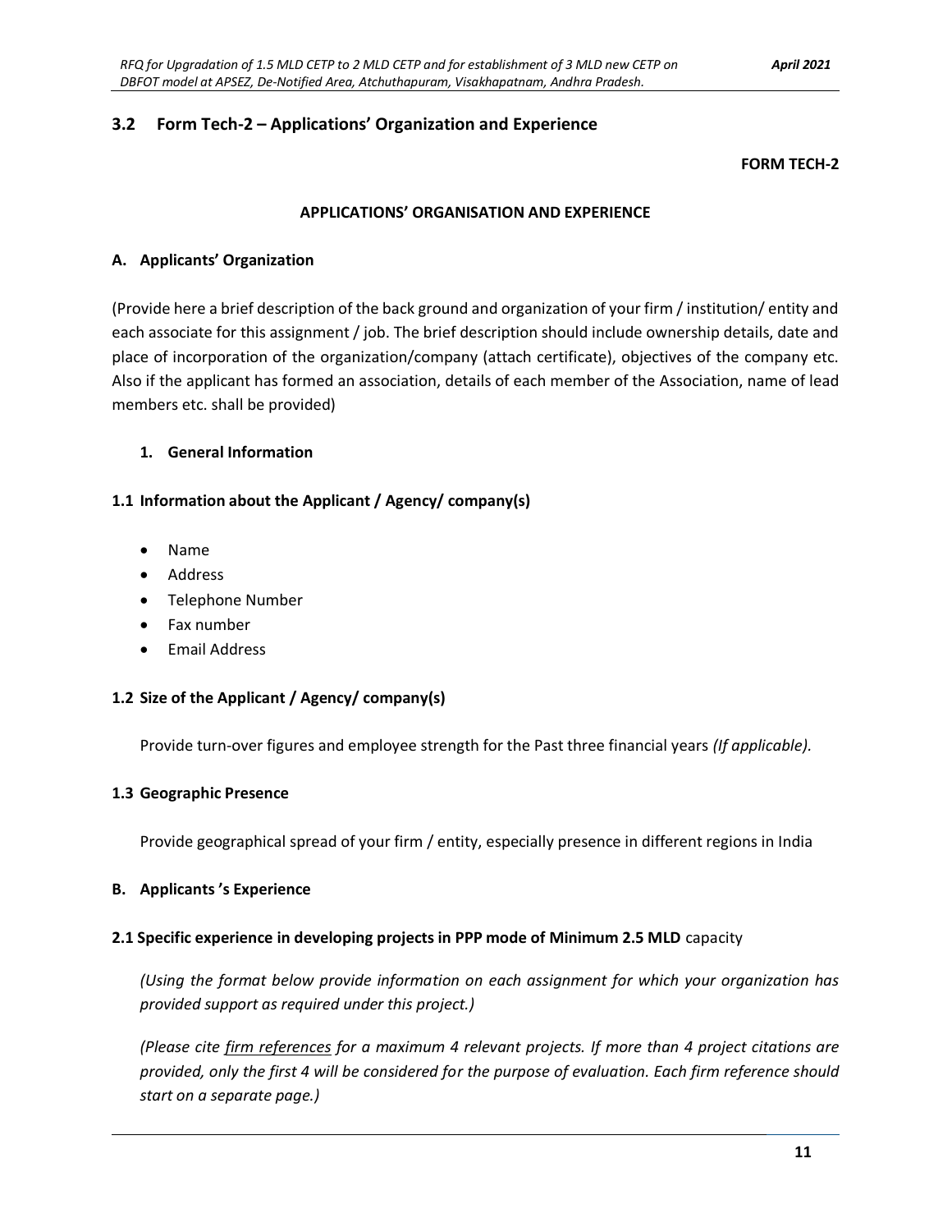## 3.2 Form Tech-2 – Applications' Organization and Experience

**FORM TECH-2**

**APPLICATIONS' ORGANISATION AND EXPERIENCE**

### A. Applicants' Organization

(Provide here a brief description of the back ground and organization of your firm / institution/ entity and each associate for this assignment / job. The brief description should include ownership details, date and place of incorporation of the organization/company (attach certificate), objectives of the company etc. Also if the applicant has formed an association, details of each member of the Association, name of lead members etc. shall be provided)

#### 1. General Information

#### 1.1 Information about the Applicant / Agency/ company(s)

- Name
- Address
- Telephone Number
- Fax number
- Email Address

#### 1.2 Size of the Applicant / Agency/ company(s)

Provide turn-over figures and employee strength for the Past three financial years *(If applicable)*.

#### 1.3 Geographic Presence

Provide geographical spread of your firm / entity, especially presence in different regions in India

### B. Applicants 's Experience

#### 2.1 Specific experience in developing projects in PPP mode of Minimum 2.5 MLD capacity

*(Using the format below provide information on each assignment for which your organization has provided support as required under this project.)*

*(Please cite firm references for a maximum 4 relevant projects. If more than 4 project citations are provided, only the first 4 will be considered for the purpose of evaluation. Each firm reference should start on a separate page.)*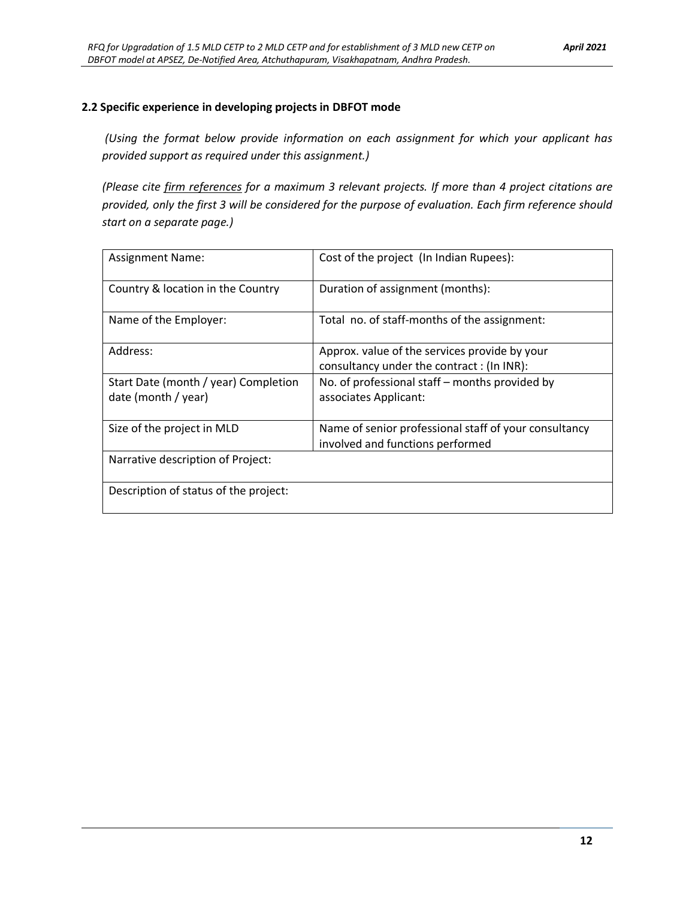### 2.2 Specific experience in developing projects in DBFOT mode

*(Using the format below provide information on each assignment for which your applicant has provided support as required under this assignment.)*

*(Please cite firm references for a maximum 3 relevant projects. If more than 4 project citations are provided, only the first 3 will be considered for the purpose of evaluation. Each firm reference should start on a separate page.)*

| Assignment Name: | Cost of the project (In Indian Rupees): |
|---|---|
| Country & location in the Country | Duration of assignment (months): |
| Name of the Employer: | Total no. of staff-months of the assignment: |
| Address: | Approx. value of the services provide by your consultancy under the contract : (In INR): |
| Start Date (month / year) Completion date (month / year) | No. of professional staff – months provided by associates Applicant: |
| Size of the project in MLD | Name of senior professional staff of your consultancy involved and functions performed |
| Narrative description of Project: | |
| Description of status of the project: | |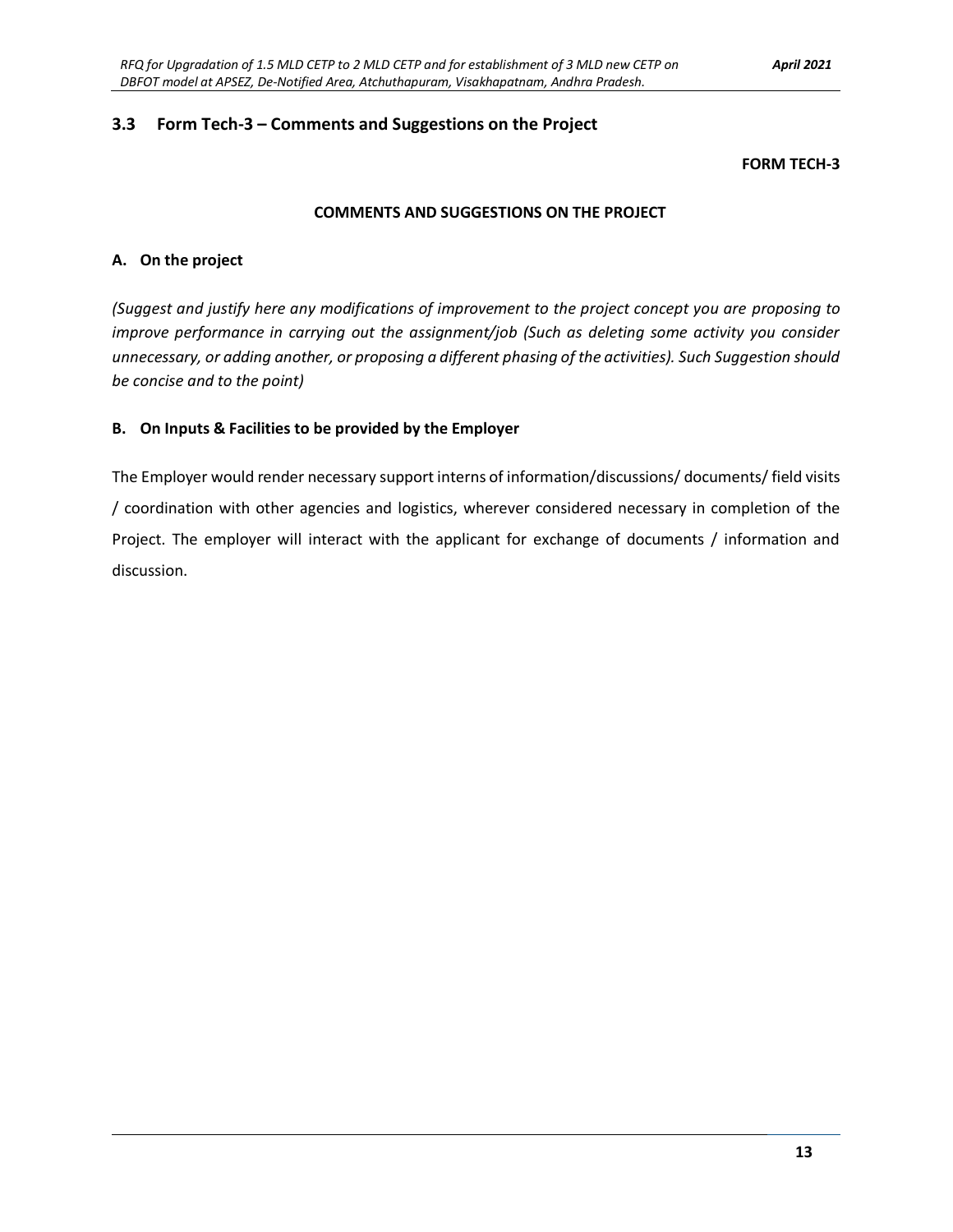## 3.3 Form Tech-3 – Comments and Suggestions on the Project

**FORM TECH-3**

**COMMENTS AND SUGGESTIONS ON THE PROJECT**

### A. On the project

*(Suggest and justify here any modifications of improvement to the project concept you are proposing to improve performance in carrying out the assignment/job (Such as deleting some activity you consider unnecessary, or adding another, or proposing a different phasing of the activities). Such Suggestion should be concise and to the point)*

### B. On Inputs & Facilities to be provided by the Employer

The Employer would render necessary support interns of information/discussions/ documents/ field visits / coordination with other agencies and logistics, wherever considered necessary in completion of the Project. The employer will interact with the applicant for exchange of documents / information and discussion.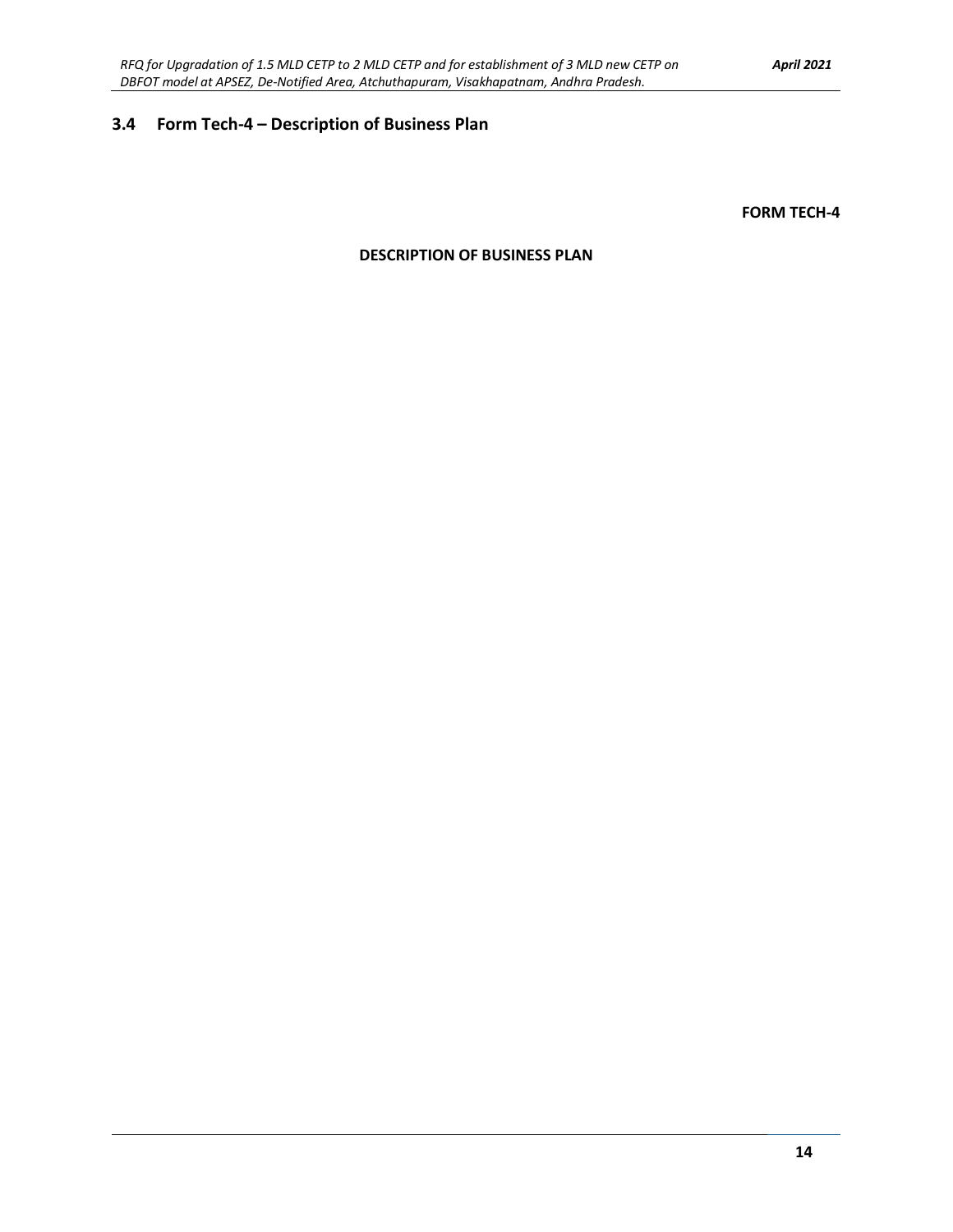## 3.4 Form Tech-4 – Description of Business Plan

**FORM TECH-4**

**DESCRIPTION OF BUSINESS PLAN**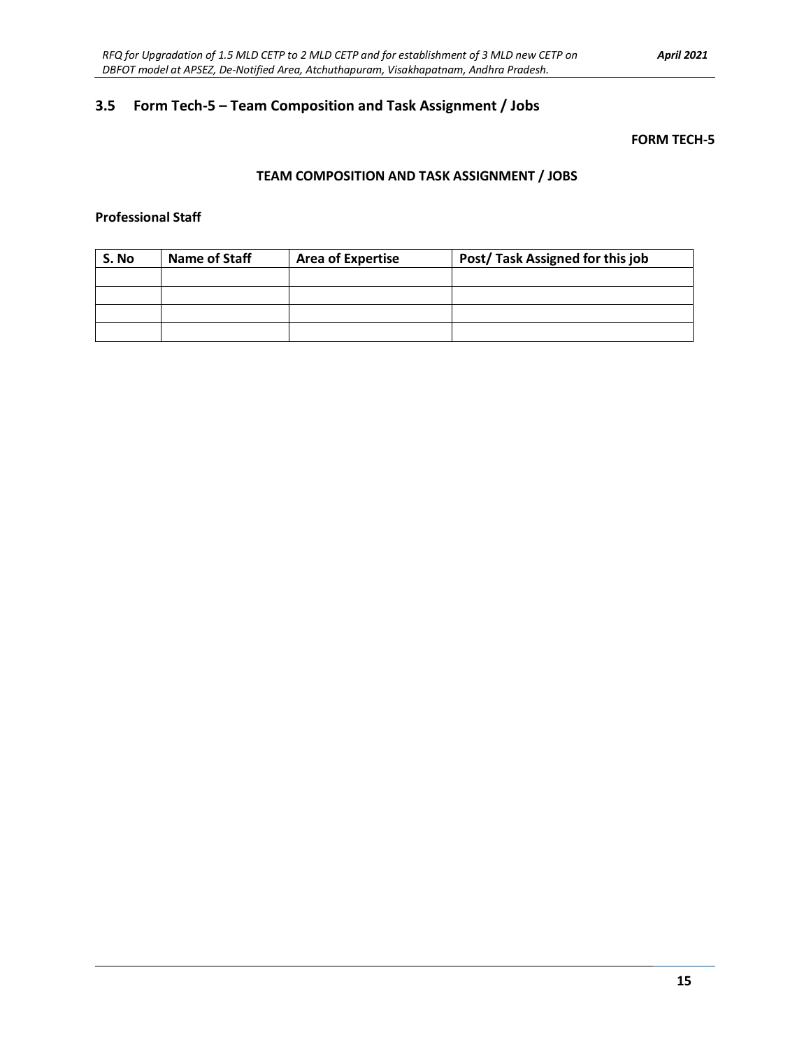## 3.5 Form Tech-5 – Team Composition and Task Assignment / Jobs

**FORM TECH-5**

**TEAM COMPOSITION AND TASK ASSIGNMENT / JOBS**

**Professional Staff**

| S. No | Name of Staff | Area of Expertise | Post/ Task Assigned for this job |
|---|---|---|---|
| | | | |
| | | | |
| | | | |
| | | | |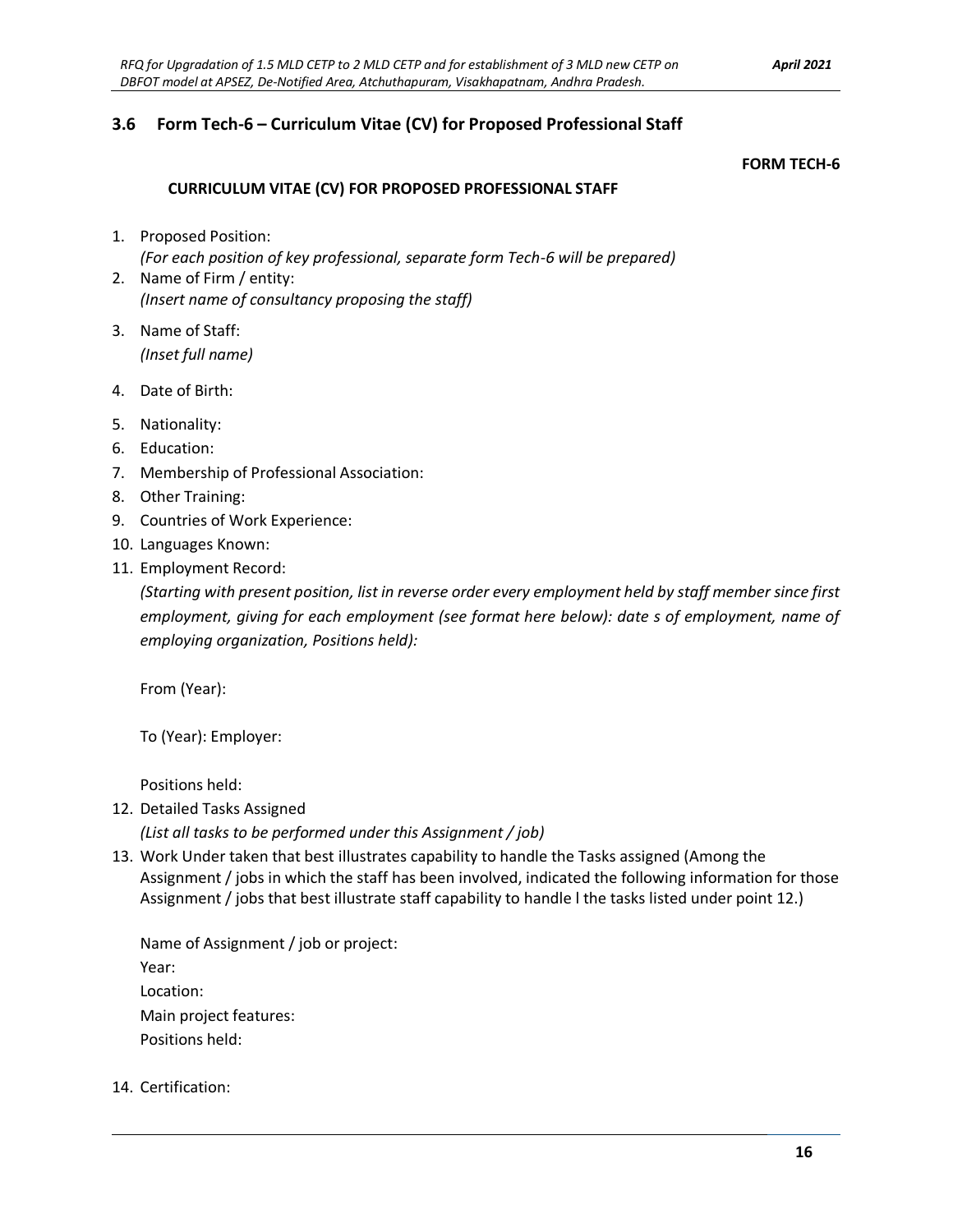## 3.6 Form Tech-6 – Curriculum Vitae (CV) for Proposed Professional Staff

**FORM TECH-6**

**CURRICULUM VITAE (CV) FOR PROPOSED PROFESSIONAL STAFF**

1. Proposed Position:
   *(For each position of key professional, separate form Tech-6 will be prepared)*
2. Name of Firm / entity:
   *(Insert name of consultancy proposing the staff)*
3. Name of Staff:
   *(Inset full name)*
4. Date of Birth:
5. Nationality:
6. Education:
7. Membership of Professional Association:
8. Other Training:
9. Countries of Work Experience:
10. Languages Known:
11. Employment Record:
    *(Starting with present position, list in reverse order every employment held by staff member since first employment, giving for each employment (see format here below): date s of employment, name of employing organization, Positions held):*

    From (Year):

    To (Year): Employer:

    Positions held:
12. Detailed Tasks Assigned
    *(List all tasks to be performed under this Assignment / job)*
13. Work Under taken that best illustrates capability to handle the Tasks assigned (Among the Assignment / jobs in which the staff has been involved, indicated the following information for those Assignment / jobs that best illustrate staff capability to handle l the tasks listed under point 12.)

    Name of Assignment / job or project:
    Year:
    Location:
    Main project features:
    Positions held:
14. Certification: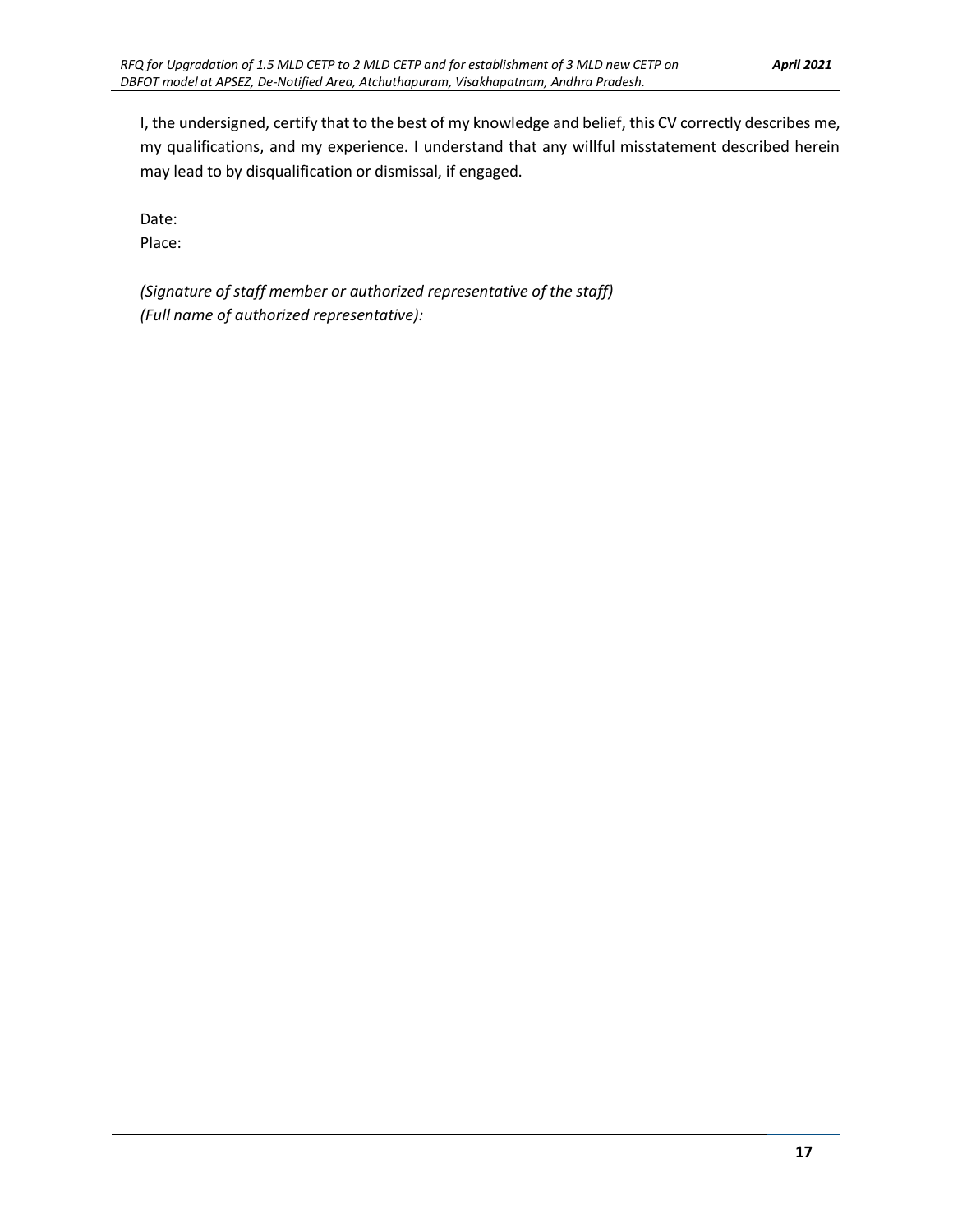I, the undersigned, certify that to the best of my knowledge and belief, this CV correctly describes me, my qualifications, and my experience. I understand that any willful misstatement described herein may lead to by disqualification or dismissal, if engaged.

Date:
Place:

*(Signature of staff member or authorized representative of the staff)*
*(Full name of authorized representative):*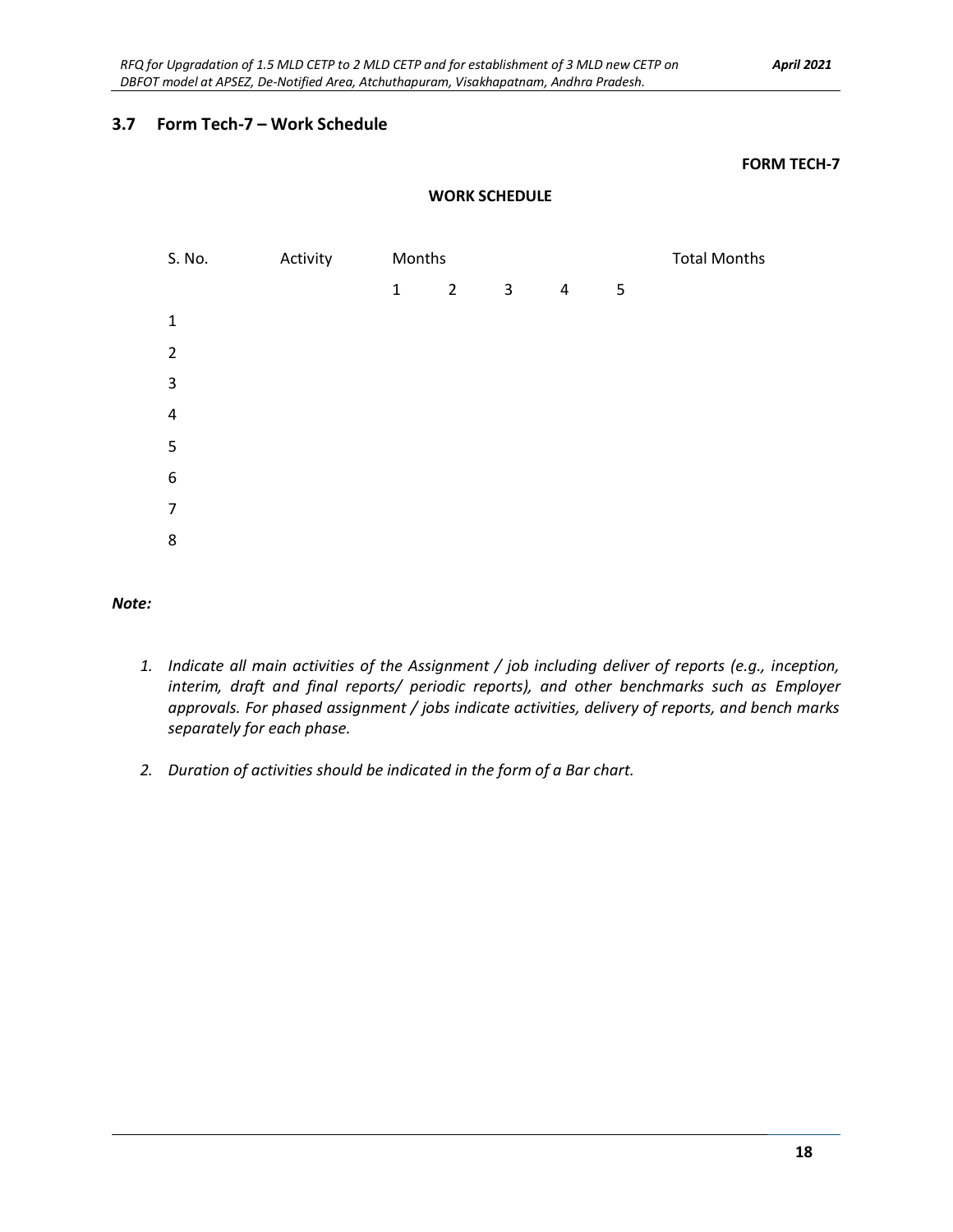## 3.7 Form Tech-7 – Work Schedule

**FORM TECH-7**

**WORK SCHEDULE**

| S. No. | Activity | Months | | | | | Total Months |
|---|---|---|---|---|---|---|---|
| | | 1 | 2 | 3 | 4 | 5 | |
| 1 | | | | | | | |
| 2 | | | | | | | |
| 3 | | | | | | | |
| 4 | | | | | | | |
| 5 | | | | | | | |
| 6 | | | | | | | |
| 7 | | | | | | | |
| 8 | | | | | | | |

***Note:***

1. *Indicate all main activities of the Assignment / job including deliver of reports (e.g., inception, interim, draft and final reports/ periodic reports), and other benchmarks such as Employer approvals. For phased assignment / jobs indicate activities, delivery of reports, and bench marks separately for each phase.*

2. *Duration of activities should be indicated in the form of a Bar chart.*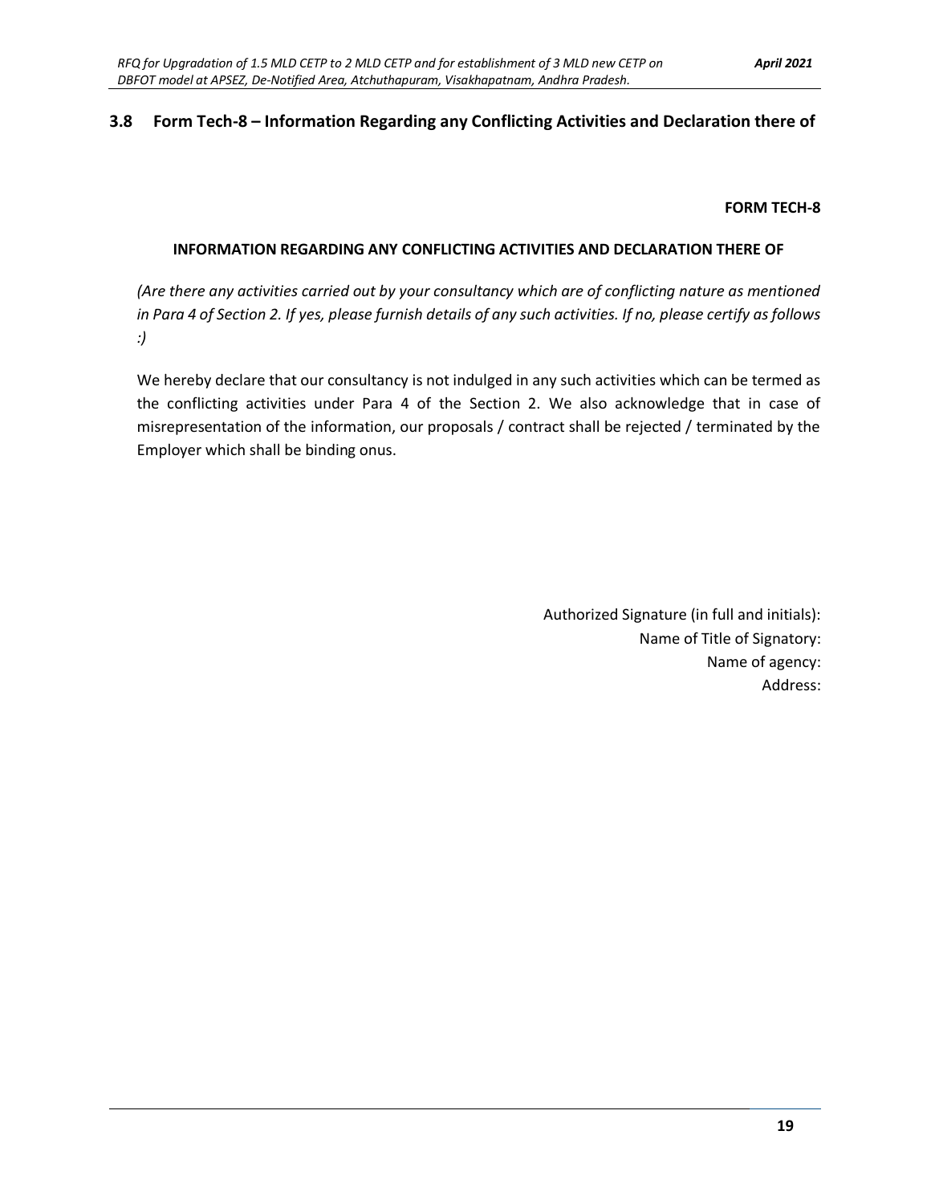## 3.8 Form Tech-8 – Information Regarding any Conflicting Activities and Declaration there of

**FORM TECH-8**

**INFORMATION REGARDING ANY CONFLICTING ACTIVITIES AND DECLARATION THERE OF**

*(Are there any activities carried out by your consultancy which are of conflicting nature as mentioned in Para 4 of Section 2. If yes, please furnish details of any such activities. If no, please certify as follows :)*

We hereby declare that our consultancy is not indulged in any such activities which can be termed as the conflicting activities under Para 4 of the Section 2. We also acknowledge that in case of misrepresentation of the information, our proposals / contract shall be rejected / terminated by the Employer which shall be binding onus.

Authorized Signature (in full and initials):
Name of Title of Signatory:
Name of agency:
Address: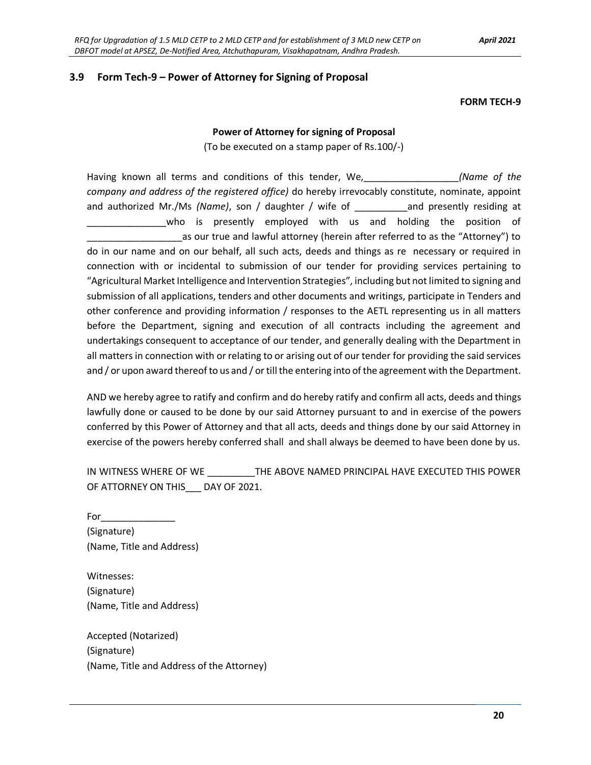## 3.9 Form Tech-9 – Power of Attorney for Signing of Proposal

**FORM TECH-9**

**Power of Attorney for signing of Proposal**

(To be executed on a stamp paper of Rs.100/-)

Having known all terms and conditions of this tender, We,_________________*(Name of the company and address of the registered office)* do hereby irrevocably constitute, nominate, appoint and authorized Mr./Ms *(Name)*, son / daughter / wife of __________and presently residing at _______________who is presently employed with us and holding the position of __________________as our true and lawful attorney (herein after referred to as the "Attorney") to do in our name and on our behalf, all such acts, deeds and things as re necessary or required in connection with or incidental to submission of our tender for providing services pertaining to "Agricultural Market Intelligence and Intervention Strategies", including but not limited to signing and submission of all applications, tenders and other documents and writings, participate in Tenders and other conference and providing information / responses to the AETL representing us in all matters before the Department, signing and execution of all contracts including the agreement and undertakings consequent to acceptance of our tender, and generally dealing with the Department in all matters in connection with or relating to or arising out of our tender for providing the said services and / or upon award thereof to us and / or till the entering into of the agreement with the Department.

AND we hereby agree to ratify and confirm and do hereby ratify and confirm all acts, deeds and things lawfully done or caused to be done by our said Attorney pursuant to and in exercise of the powers conferred by this Power of Attorney and that all acts, deeds and things done by our said Attorney in exercise of the powers hereby conferred shall and shall always be deemed to have been done by us.

IN WITNESS WHERE OF WE _________THE ABOVE NAMED PRINCIPAL HAVE EXECUTED THIS POWER OF ATTORNEY ON THIS___ DAY OF 2021.

For______________
(Signature)
(Name, Title and Address)

Witnesses:
(Signature)
(Name, Title and Address)

Accepted (Notarized)
(Signature)
(Name, Title and Address of the Attorney)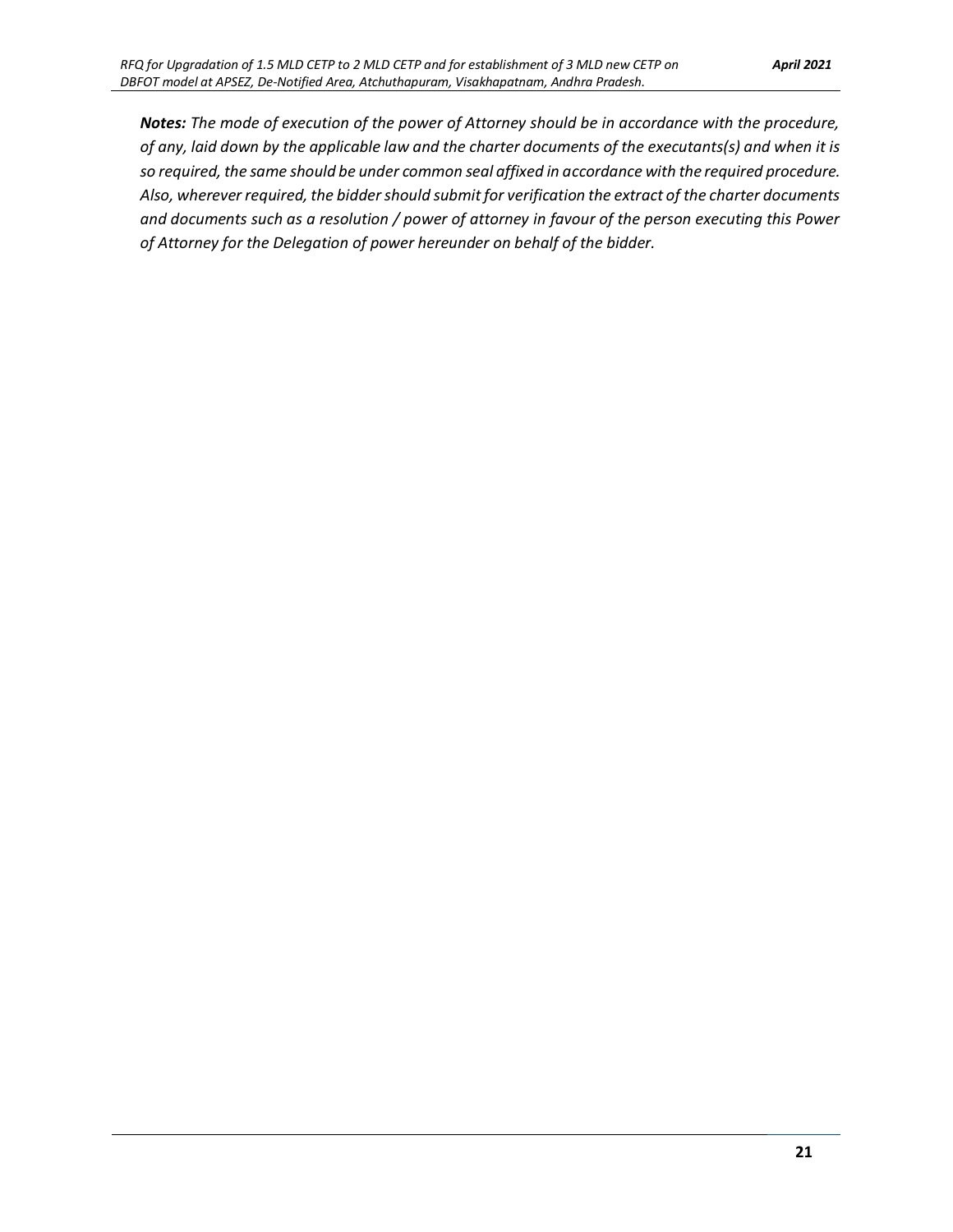***Notes:** The mode of execution of the power of Attorney should be in accordance with the procedure, of any, laid down by the applicable law and the charter documents of the executants(s) and when it is so required, the same should be under common seal affixed in accordance with the required procedure. Also, wherever required, the bidder should submit for verification the extract of the charter documents and documents such as a resolution / power of attorney in favour of the person executing this Power of Attorney for the Delegation of power hereunder on behalf of the bidder.*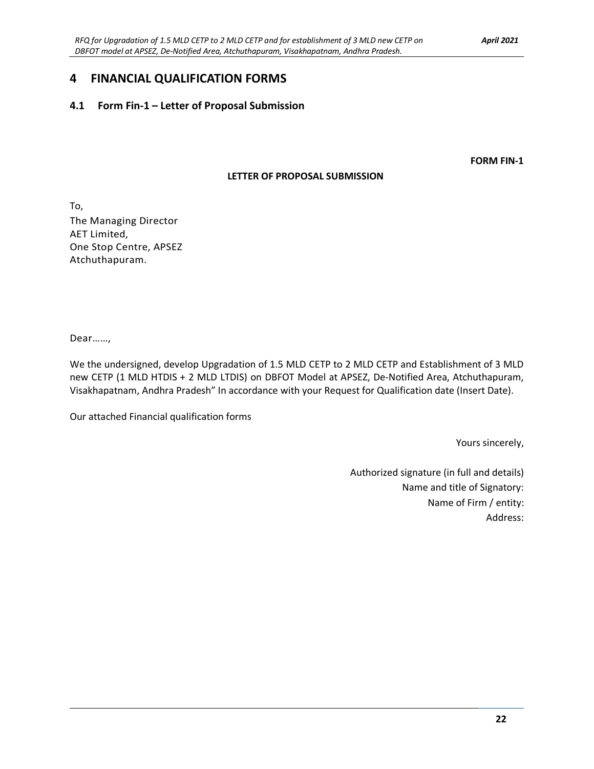# 4 FINANCIAL QUALIFICATION FORMS

## 4.1 Form Fin-1 – Letter of Proposal Submission

**FORM FIN-1**

**LETTER OF PROPOSAL SUBMISSION**

To,
The Managing Director
AET Limited,
One Stop Centre, APSEZ
Atchuthapuram.

Dear……,

We the undersigned, develop Upgradation of 1.5 MLD CETP to 2 MLD CETP and Establishment of 3 MLD new CETP (1 MLD HTDIS + 2 MLD LTDIS) on DBFOT Model at APSEZ, De-Notified Area, Atchuthapuram, Visakhapatnam, Andhra Pradesh" In accordance with your Request for Qualification date (Insert Date).

Our attached Financial qualification forms

Yours sincerely,

Authorized signature (in full and details)
Name and title of Signatory:
Name of Firm / entity:
Address: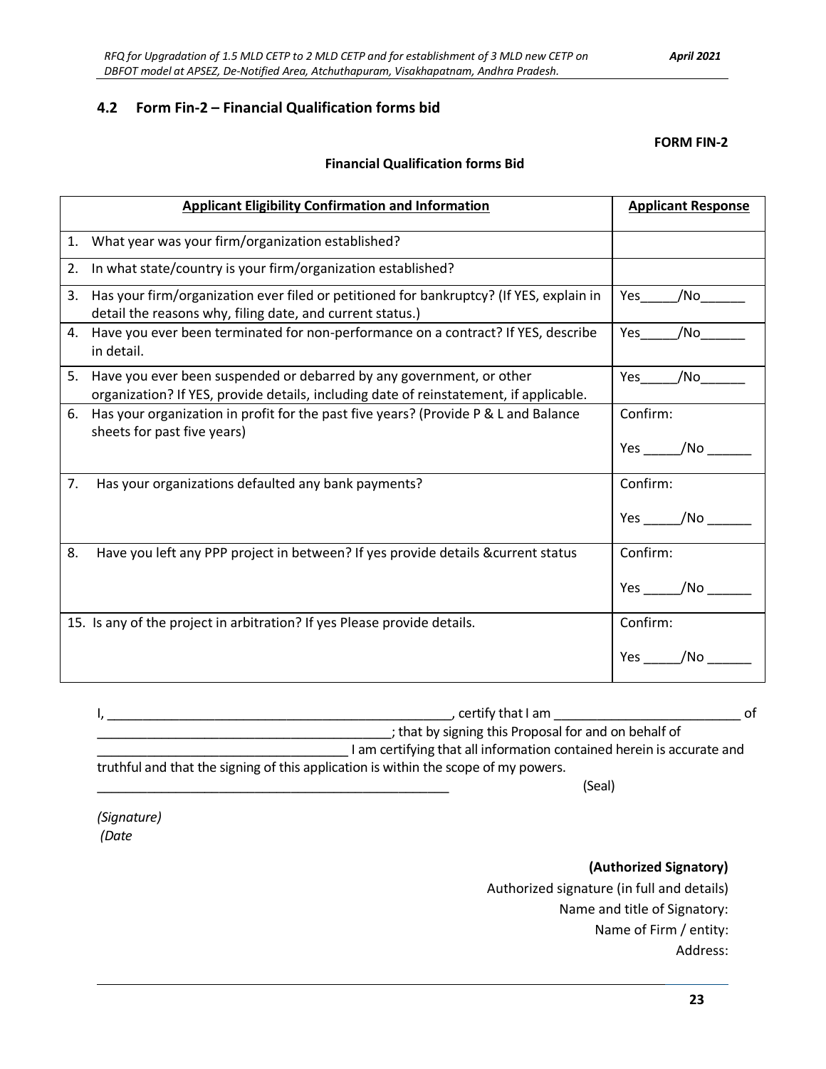## 4.2 Form Fin-2 – Financial Qualification forms bid

**FORM FIN-2**

**Financial Qualification forms Bid**

| Applicant Eligibility Confirmation and Information | Applicant Response |
|---|---|
| 1. What year was your firm/organization established? | |
| 2. In what state/country is your firm/organization established? | |
| 3. Has your firm/organization ever filed or petitioned for bankruptcy? (If YES, explain in detail the reasons why, filing date, and current status.) | Yes_____/No______ |
| 4. Have you ever been terminated for non-performance on a contract? If YES, describe in detail. | Yes_____/No______ |
| 5. Have you ever been suspended or debarred by any government, or other organization? If YES, provide details, including date of reinstatement, if applicable. | Yes_____/No______ |
| 6. Has your organization in profit for the past five years? (Provide P & L and Balance sheets for past five years) | Confirm: Yes _____/No ______ |
| 7. Has your organizations defaulted any bank payments? | Confirm: Yes _____/No ______ |
| 8. Have you left any PPP project in between? If yes provide details &current status | Confirm: Yes _____/No ______ |
| 15. Is any of the project in arbitration? If yes Please provide details. | Confirm: Yes _____/No ______ |

I, ________________________________________________, certify that I am __________________________ of __________________________________________; that by signing this Proposal for and on behalf of ___________________________________ I am certifying that all information contained herein is accurate and truthful and that the signing of this application is within the scope of my powers.

__________________________________________________ (Seal)

*(Signature)*
*(Date*

**(Authorized Signatory)**
Authorized signature (in full and details)
Name and title of Signatory:
Name of Firm / entity:
Address: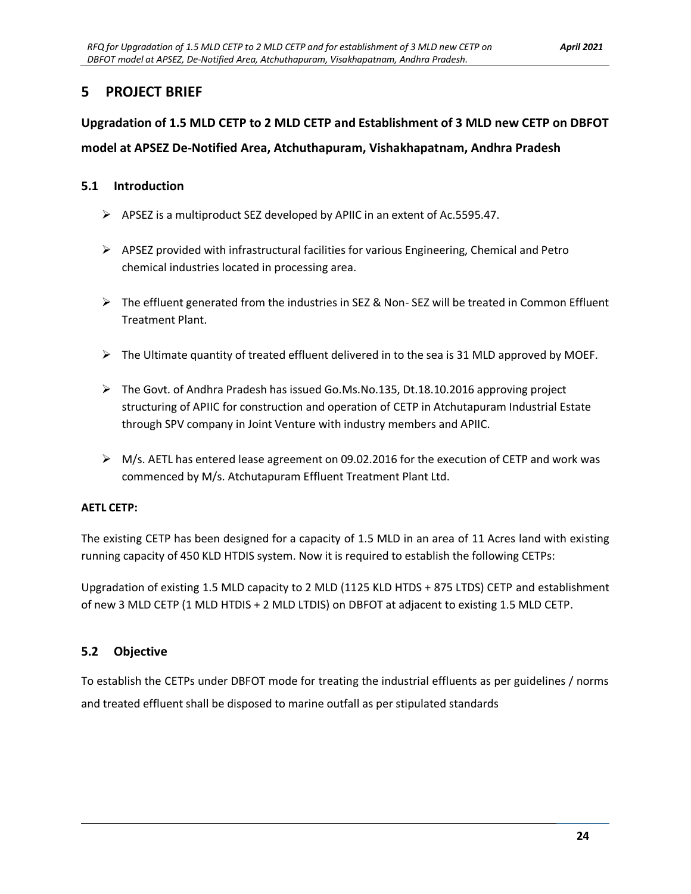# 5 PROJECT BRIEF

## Upgradation of 1.5 MLD CETP to 2 MLD CETP and Establishment of 3 MLD new CETP on DBFOT model at APSEZ De-Notified Area, Atchuthapuram, Vishakhapatnam, Andhra Pradesh

### 5.1 Introduction

- APSEZ is a multiproduct SEZ developed by APIIC in an extent of Ac.5595.47.
- APSEZ provided with infrastructural facilities for various Engineering, Chemical and Petro chemical industries located in processing area.
- The effluent generated from the industries in SEZ & Non- SEZ will be treated in Common Effluent Treatment Plant.
- The Ultimate quantity of treated effluent delivered in to the sea is 31 MLD approved by MOEF.
- The Govt. of Andhra Pradesh has issued Go.Ms.No.135, Dt.18.10.2016 approving project structuring of APIIC for construction and operation of CETP in Atchutapuram Industrial Estate through SPV company in Joint Venture with industry members and APIIC.
- M/s. AETL has entered lease agreement on 09.02.2016 for the execution of CETP and work was commenced by M/s. Atchutapuram Effluent Treatment Plant Ltd.

**AETL CETP:**

The existing CETP has been designed for a capacity of 1.5 MLD in an area of 11 Acres land with existing running capacity of 450 KLD HTDIS system. Now it is required to establish the following CETPs:

Upgradation of existing 1.5 MLD capacity to 2 MLD (1125 KLD HTDS + 875 LTDS) CETP and establishment of new 3 MLD CETP (1 MLD HTDIS + 2 MLD LTDIS) on DBFOT at adjacent to existing 1.5 MLD CETP.

### 5.2 Objective

To establish the CETPs under DBFOT mode for treating the industrial effluents as per guidelines / norms and treated effluent shall be disposed to marine outfall as per stipulated standards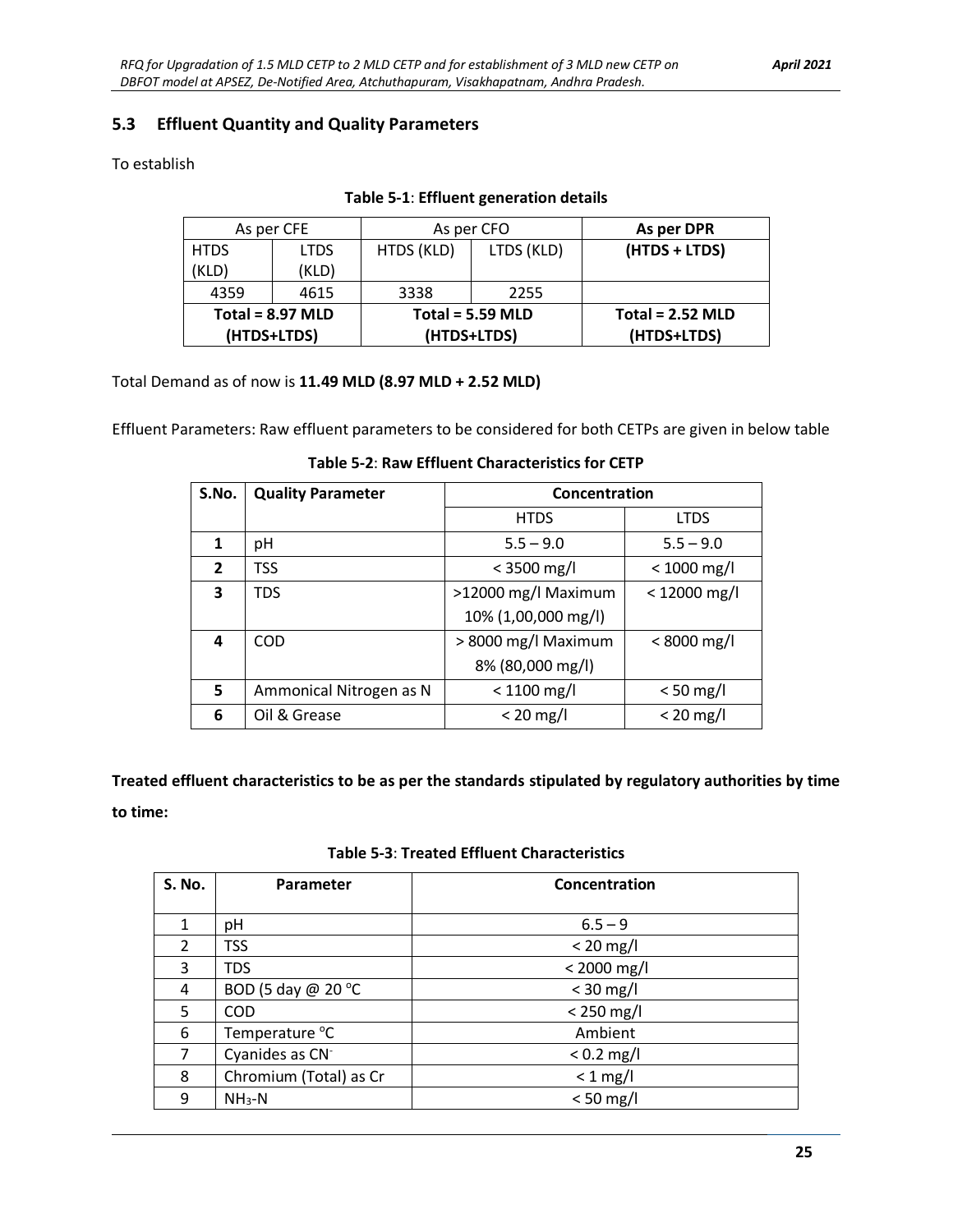## 5.3 Effluent Quantity and Quality Parameters

To establish

**Table 5-1**: **Effluent generation details**

| As per CFE | | As per CFO | | **As per DPR** |
|---|---|---|---|---|
| HTDS (KLD) | LTDS (KLD) | HTDS (KLD) | LTDS (KLD) | **(HTDS + LTDS)** |
| 4359 | 4615 | 3338 | 2255 | |
| **Total = 8.97 MLD (HTDS+LTDS)** | | **Total = 5.59 MLD (HTDS+LTDS)** | | **Total = 2.52 MLD (HTDS+LTDS)** |

Total Demand as of now is **11.49 MLD (8.97 MLD + 2.52 MLD)**

Effluent Parameters: Raw effluent parameters to be considered for both CETPs are given in below table

**Table 5-2**: **Raw Effluent Characteristics for CETP**

| S.No. | Quality Parameter | Concentration | |
|---|---|---|---|
| | | HTDS | LTDS |
| **1** | pH | 5.5 – 9.0 | 5.5 – 9.0 |
| **2** | TSS | < 3500 mg/l | < 1000 mg/l |
| **3** | TDS | >12000 mg/l Maximum 10% (1,00,000 mg/l) | < 12000 mg/l |
| **4** | COD | > 8000 mg/l Maximum 8% (80,000 mg/l) | < 8000 mg/l |
| **5** | Ammonical Nitrogen as N | < 1100 mg/l | < 50 mg/l |
| **6** | Oil & Grease | < 20 mg/l | < 20 mg/l |

**Treated effluent characteristics to be as per the standards stipulated by regulatory authorities by time to time:**

**Table 5-3**: **Treated Effluent Characteristics**

| S. No. | Parameter | Concentration |
|---|---|---|
| 1 | pH | 6.5 – 9 |
| 2 | TSS | < 20 mg/l |
| 3 | TDS | < 2000 mg/l |
| 4 | BOD (5 day @ 20 °C | < 30 mg/l |
| 5 | COD | < 250 mg/l |
| 6 | Temperature °C | Ambient |
| 7 | Cyanides as $CN^-$ | < 0.2 mg/l |
| 8 | Chromium (Total) as Cr | < 1 mg/l |
| 9 | $NH_3$-N | < 50 mg/l |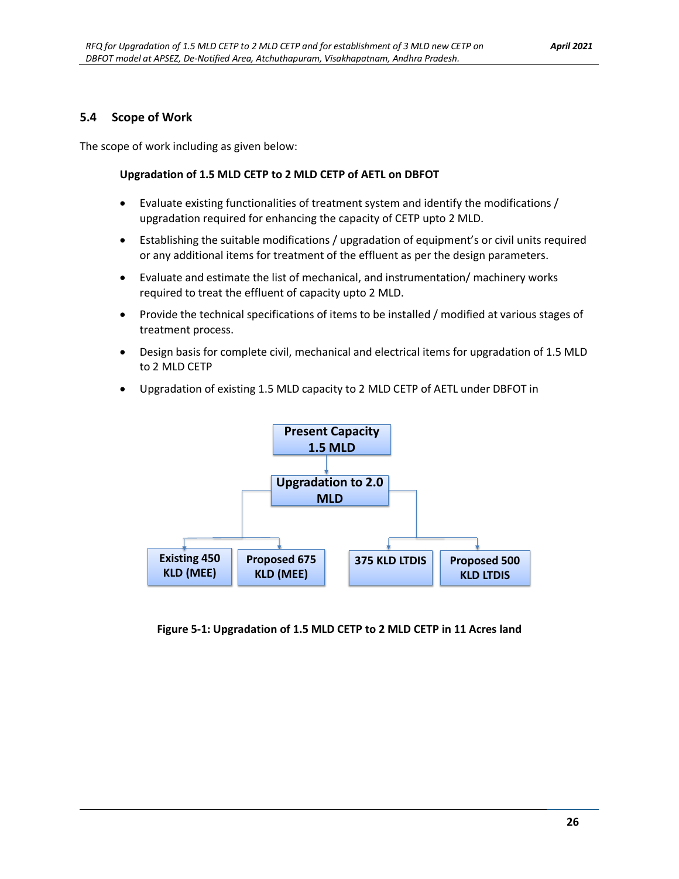## 5.4 Scope of Work

The scope of work including as given below:

**Upgradation of 1.5 MLD CETP to 2 MLD CETP of AETL on DBFOT**

- Evaluate existing functionalities of treatment system and identify the modifications / upgradation required for enhancing the capacity of CETP upto 2 MLD.
- Establishing the suitable modifications / upgradation of equipment's or civil units required or any additional items for treatment of the effluent as per the design parameters.
- Evaluate and estimate the list of mechanical, and instrumentation/ machinery works required to treat the effluent of capacity upto 2 MLD.
- Provide the technical specifications of items to be installed / modified at various stages of treatment process.
- Design basis for complete civil, mechanical and electrical items for upgradation of 1.5 MLD to 2 MLD CETP
- Upgradation of existing 1.5 MLD capacity to 2 MLD CETP of AETL under DBFOT in

Present Capacity 1.5 MLD

Upgradation to 2.0 MLD

Existing 450 KLD (MEE) | Proposed 675 KLD (MEE) | 375 KLD LTDIS | Proposed 500 KLD LTDIS

**Figure 5-1: Upgradation of 1.5 MLD CETP to 2 MLD CETP in 11 Acres land**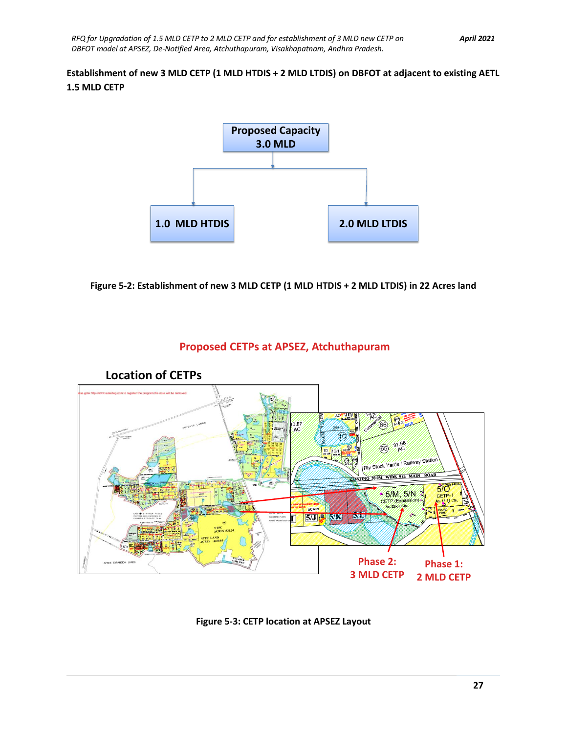**Establishment of new 3 MLD CETP (1 MLD HTDIS + 2 MLD LTDIS) on DBFOT at adjacent to existing AETL 1.5 MLD CETP**

Proposed Capacity 3.0 MLD

1.0 MLD HTDIS

2.0 MLD LTDIS

**Figure 5-2: Establishment of new 3 MLD CETP (1 MLD HTDIS + 2 MLD LTDIS) in 22 Acres land**

## Proposed CETPs at APSEZ, Atchuthapuram

### Location of CETPs

Phase 2: 3 MLD CETP

Phase 1: 2 MLD CETP

**Figure 5-3: CETP location at APSEZ Layout**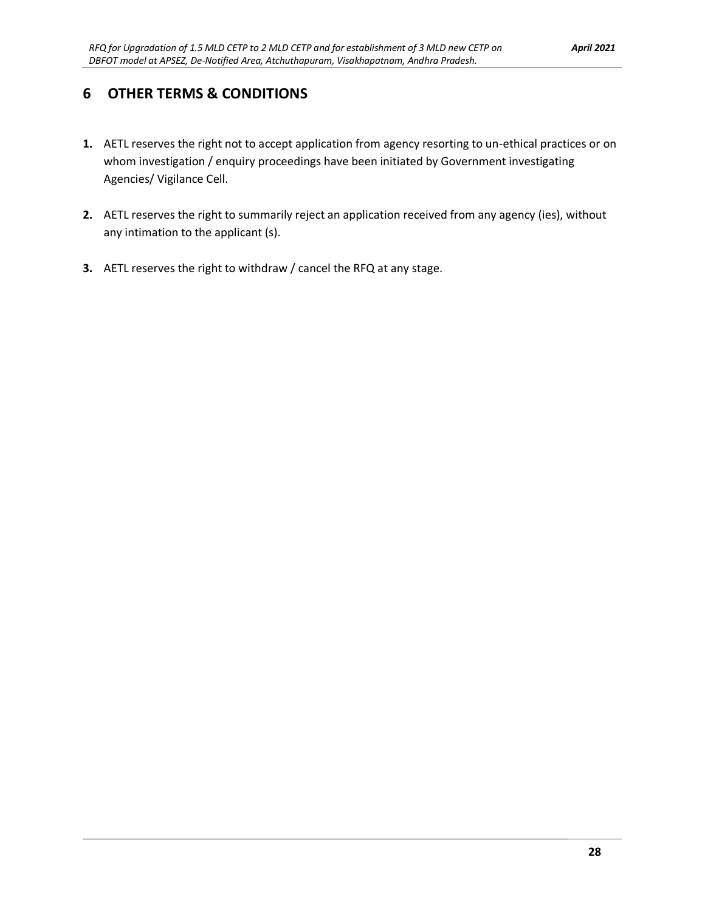# 6 OTHER TERMS & CONDITIONS

1. AETL reserves the right not to accept application from agency resorting to un-ethical practices or on whom investigation / enquiry proceedings have been initiated by Government investigating Agencies/ Vigilance Cell.

2. AETL reserves the right to summarily reject an application received from any agency (ies), without any intimation to the applicant (s).

3. AETL reserves the right to withdraw / cancel the RFQ at any stage.